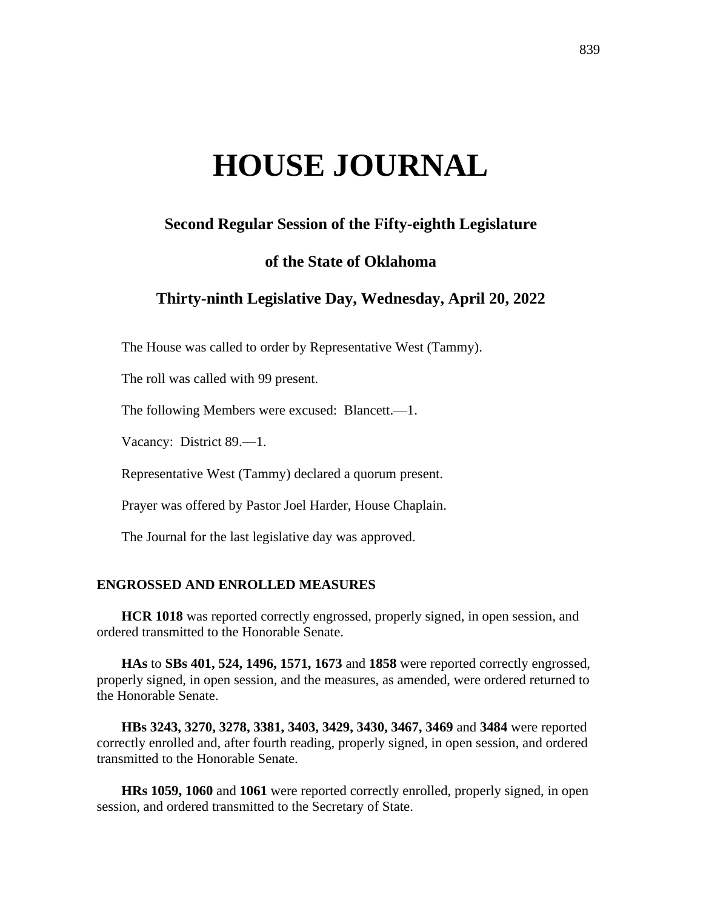# HOUSE JOURNAL

## Second Regular Session of the Fifty-eighth Legislature

## of the State of Oklahoma

## Thirty-ninth Legislative Day, Wednesday, April 20, 2022

The House was called to order by Representative West (Tammy).

The roll was called with 99 present.

The following Members were excused: Blancett.—1.

Vacancy: District 89.—1.

Representative West (Tammy) declared a quorum present.

Prayer was offered by Pastor Joel Harder, House Chaplain.

The Journal for the last legislative day was approved.

### ENGROSSED AND ENROLLED MEASURES

**HCR 1018** was reported correctly engrossed, properly signed, in open session, and ordered transmitted to the Honorable Senate.

**HAs** to **SBs 401, 524, 1496, 1571, 1673** and **1858** were reported correctly engrossed, properly signed, in open session, and the measures, as amended, were ordered returned to the Honorable Senate.

**HBs 3243, 3270, 3278, 3381, 3403, 3429, 3430, 3467, 3469** and **3484** were reported correctly enrolled and, after fourth reading, properly signed, in open session, and ordered transmitted to the Honorable Senate.

**HRs 1059, 1060** and **1061** were reported correctly enrolled, properly signed, in open session, and ordered transmitted to the Secretary of State.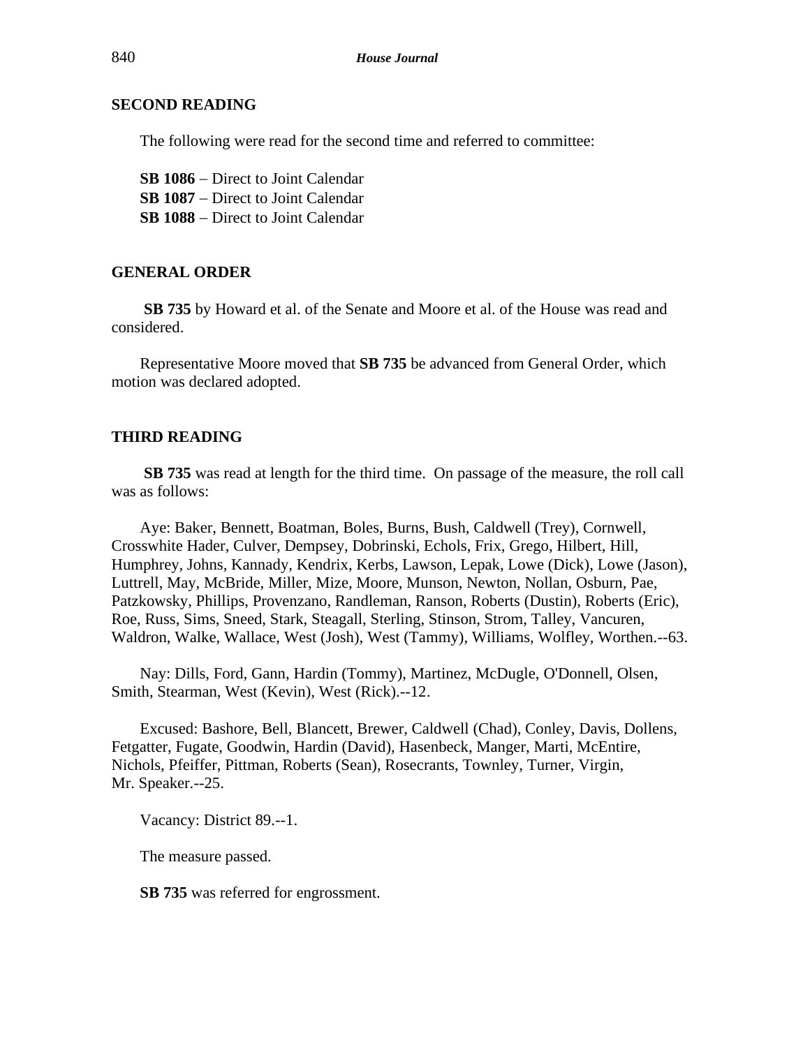## SECOND READING

The following were read for the second time and referred to committee:

**SB 1086** – Direct to Joint Calendar
**SB 1087** – Direct to Joint Calendar
**SB 1088** – Direct to Joint Calendar

## GENERAL ORDER

**SB 735** by Howard et al. of the Senate and Moore et al. of the House was read and considered.

Representative Moore moved that **SB 735** be advanced from General Order, which motion was declared adopted.

## THIRD READING

**SB 735** was read at length for the third time. On passage of the measure, the roll call was as follows:

Aye: Baker, Bennett, Boatman, Boles, Burns, Bush, Caldwell (Trey), Cornwell, Crosswhite Hader, Culver, Dempsey, Dobrinski, Echols, Frix, Grego, Hilbert, Hill, Humphrey, Johns, Kannady, Kendrix, Kerbs, Lawson, Lepak, Lowe (Dick), Lowe (Jason), Luttrell, May, McBride, Miller, Mize, Moore, Munson, Newton, Nollan, Osburn, Pae, Patzkowsky, Phillips, Provenzano, Randleman, Ranson, Roberts (Dustin), Roberts (Eric), Roe, Russ, Sims, Sneed, Stark, Steagall, Sterling, Stinson, Strom, Talley, Vancuren, Waldron, Walke, Wallace, West (Josh), West (Tammy), Williams, Wolfley, Worthen.--63.

Nay: Dills, Ford, Gann, Hardin (Tommy), Martinez, McDugle, O'Donnell, Olsen, Smith, Stearman, West (Kevin), West (Rick).--12.

Excused: Bashore, Bell, Blancett, Brewer, Caldwell (Chad), Conley, Davis, Dollens, Fetgatter, Fugate, Goodwin, Hardin (David), Hasenbeck, Manger, Marti, McEntire, Nichols, Pfeiffer, Pittman, Roberts (Sean), Rosecrants, Townley, Turner, Virgin, Mr. Speaker.--25.

Vacancy: District 89.--1.

The measure passed.

**SB 735** was referred for engrossment.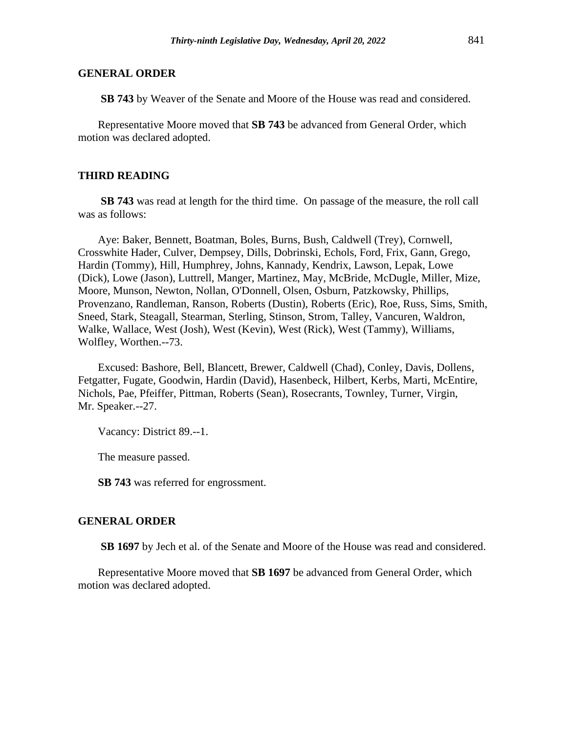## GENERAL ORDER

**SB 743** by Weaver of the Senate and Moore of the House was read and considered.

Representative Moore moved that **SB 743** be advanced from General Order, which motion was declared adopted.

## THIRD READING

**SB 743** was read at length for the third time. On passage of the measure, the roll call was as follows:

Aye: Baker, Bennett, Boatman, Boles, Burns, Bush, Caldwell (Trey), Cornwell, Crosswhite Hader, Culver, Dempsey, Dills, Dobrinski, Echols, Ford, Frix, Gann, Grego, Hardin (Tommy), Hill, Humphrey, Johns, Kannady, Kendrix, Lawson, Lepak, Lowe (Dick), Lowe (Jason), Luttrell, Manger, Martinez, May, McBride, McDugle, Miller, Mize, Moore, Munson, Newton, Nollan, O'Donnell, Olsen, Osburn, Patzkowsky, Phillips, Provenzano, Randleman, Ranson, Roberts (Dustin), Roberts (Eric), Roe, Russ, Sims, Smith, Sneed, Stark, Steagall, Stearman, Sterling, Stinson, Strom, Talley, Vancuren, Waldron, Walke, Wallace, West (Josh), West (Kevin), West (Rick), West (Tammy), Williams, Wolfley, Worthen.--73.

Excused: Bashore, Bell, Blancett, Brewer, Caldwell (Chad), Conley, Davis, Dollens, Fetgatter, Fugate, Goodwin, Hardin (David), Hasenbeck, Hilbert, Kerbs, Marti, McEntire, Nichols, Pae, Pfeiffer, Pittman, Roberts (Sean), Rosecrants, Townley, Turner, Virgin, Mr. Speaker.--27.

Vacancy: District 89.--1.

The measure passed.

**SB 743** was referred for engrossment.

## GENERAL ORDER

**SB 1697** by Jech et al. of the Senate and Moore of the House was read and considered.

Representative Moore moved that **SB 1697** be advanced from General Order, which motion was declared adopted.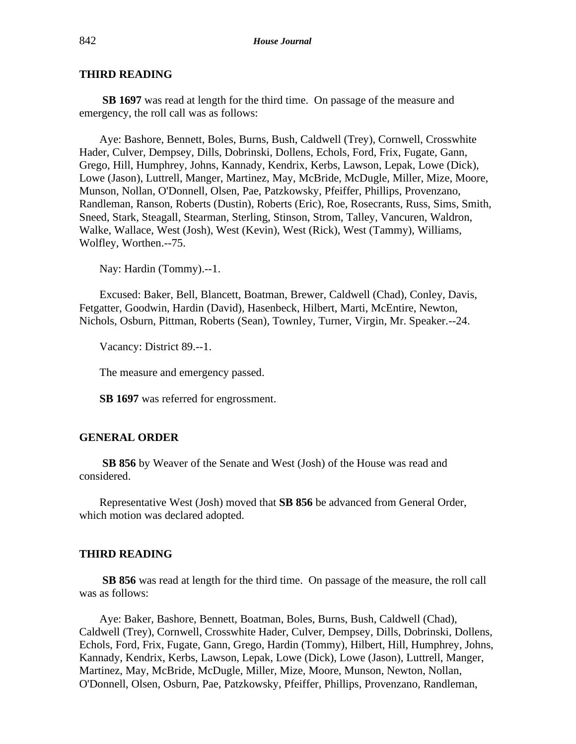## THIRD READING

**SB 1697** was read at length for the third time. On passage of the measure and emergency, the roll call was as follows:

Aye: Bashore, Bennett, Boles, Burns, Bush, Caldwell (Trey), Cornwell, Crosswhite Hader, Culver, Dempsey, Dills, Dobrinski, Dollens, Echols, Ford, Frix, Fugate, Gann, Grego, Hill, Humphrey, Johns, Kannady, Kendrix, Kerbs, Lawson, Lepak, Lowe (Dick), Lowe (Jason), Luttrell, Manger, Martinez, May, McBride, McDugle, Miller, Mize, Moore, Munson, Nollan, O'Donnell, Olsen, Pae, Patzkowsky, Pfeiffer, Phillips, Provenzano, Randleman, Ranson, Roberts (Dustin), Roberts (Eric), Roe, Rosecrants, Russ, Sims, Smith, Sneed, Stark, Steagall, Stearman, Sterling, Stinson, Strom, Talley, Vancuren, Waldron, Walke, Wallace, West (Josh), West (Kevin), West (Rick), West (Tammy), Williams, Wolfley, Worthen.--75.

Nay: Hardin (Tommy).--1.

Excused: Baker, Bell, Blancett, Boatman, Brewer, Caldwell (Chad), Conley, Davis, Fetgatter, Goodwin, Hardin (David), Hasenbeck, Hilbert, Marti, McEntire, Newton, Nichols, Osburn, Pittman, Roberts (Sean), Townley, Turner, Virgin, Mr. Speaker.--24.

Vacancy: District 89.--1.

The measure and emergency passed.

**SB 1697** was referred for engrossment.

## GENERAL ORDER

**SB 856** by Weaver of the Senate and West (Josh) of the House was read and considered.

Representative West (Josh) moved that **SB 856** be advanced from General Order, which motion was declared adopted.

## THIRD READING

**SB 856** was read at length for the third time. On passage of the measure, the roll call was as follows:

Aye: Baker, Bashore, Bennett, Boatman, Boles, Burns, Bush, Caldwell (Chad), Caldwell (Trey), Cornwell, Crosswhite Hader, Culver, Dempsey, Dills, Dobrinski, Dollens, Echols, Ford, Frix, Fugate, Gann, Grego, Hardin (Tommy), Hilbert, Hill, Humphrey, Johns, Kannady, Kendrix, Kerbs, Lawson, Lepak, Lowe (Dick), Lowe (Jason), Luttrell, Manger, Martinez, May, McBride, McDugle, Miller, Mize, Moore, Munson, Newton, Nollan, O'Donnell, Olsen, Osburn, Pae, Patzkowsky, Pfeiffer, Phillips, Provenzano, Randleman,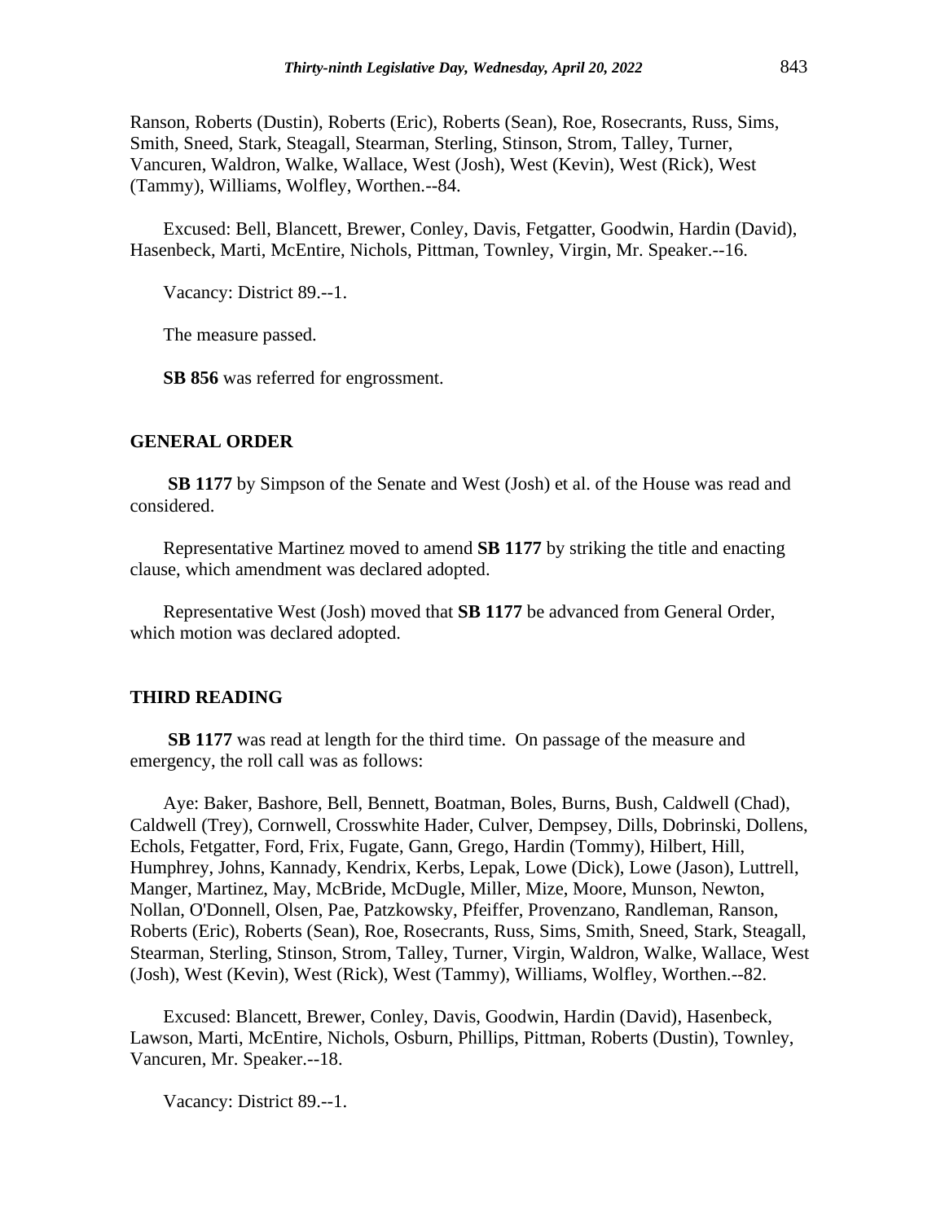Ranson, Roberts (Dustin), Roberts (Eric), Roberts (Sean), Roe, Rosecrants, Russ, Sims, Smith, Sneed, Stark, Steagall, Stearman, Sterling, Stinson, Strom, Talley, Turner, Vancuren, Waldron, Walke, Wallace, West (Josh), West (Kevin), West (Rick), West (Tammy), Williams, Wolfley, Worthen.--84.

Excused: Bell, Blancett, Brewer, Conley, Davis, Fetgatter, Goodwin, Hardin (David), Hasenbeck, Marti, McEntire, Nichols, Pittman, Townley, Virgin, Mr. Speaker.--16.

Vacancy: District 89.--1.

The measure passed.

**SB 856** was referred for engrossment.

## GENERAL ORDER

**SB 1177** by Simpson of the Senate and West (Josh) et al. of the House was read and considered.

Representative Martinez moved to amend **SB 1177** by striking the title and enacting clause, which amendment was declared adopted.

Representative West (Josh) moved that **SB 1177** be advanced from General Order, which motion was declared adopted.

## THIRD READING

**SB 1177** was read at length for the third time. On passage of the measure and emergency, the roll call was as follows:

Aye: Baker, Bashore, Bell, Bennett, Boatman, Boles, Burns, Bush, Caldwell (Chad), Caldwell (Trey), Cornwell, Crosswhite Hader, Culver, Dempsey, Dills, Dobrinski, Dollens, Echols, Fetgatter, Ford, Frix, Fugate, Gann, Grego, Hardin (Tommy), Hilbert, Hill, Humphrey, Johns, Kannady, Kendrix, Kerbs, Lepak, Lowe (Dick), Lowe (Jason), Luttrell, Manger, Martinez, May, McBride, McDugle, Miller, Mize, Moore, Munson, Newton, Nollan, O'Donnell, Olsen, Pae, Patzkowsky, Pfeiffer, Provenzano, Randleman, Ranson, Roberts (Eric), Roberts (Sean), Roe, Rosecrants, Russ, Sims, Smith, Sneed, Stark, Steagall, Stearman, Sterling, Stinson, Strom, Talley, Turner, Virgin, Waldron, Walke, Wallace, West (Josh), West (Kevin), West (Rick), West (Tammy), Williams, Wolfley, Worthen.--82.

Excused: Blancett, Brewer, Conley, Davis, Goodwin, Hardin (David), Hasenbeck, Lawson, Marti, McEntire, Nichols, Osburn, Phillips, Pittman, Roberts (Dustin), Townley, Vancuren, Mr. Speaker.--18.

Vacancy: District 89.--1.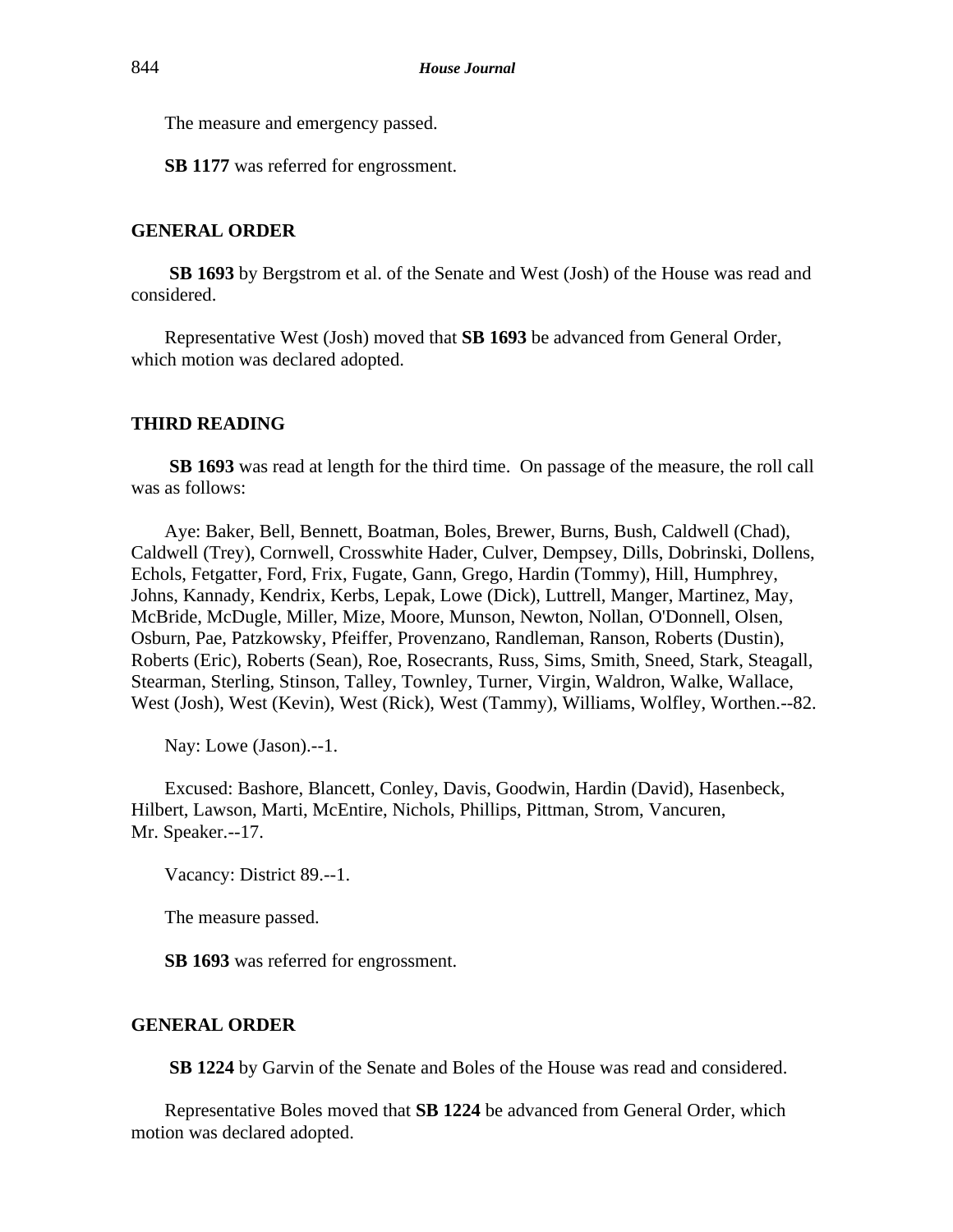The measure and emergency passed.

**SB 1177** was referred for engrossment.

## GENERAL ORDER

**SB 1693** by Bergstrom et al. of the Senate and West (Josh) of the House was read and considered.

Representative West (Josh) moved that **SB 1693** be advanced from General Order, which motion was declared adopted.

## THIRD READING

**SB 1693** was read at length for the third time. On passage of the measure, the roll call was as follows:

Aye: Baker, Bell, Bennett, Boatman, Boles, Brewer, Burns, Bush, Caldwell (Chad), Caldwell (Trey), Cornwell, Crosswhite Hader, Culver, Dempsey, Dills, Dobrinski, Dollens, Echols, Fetgatter, Ford, Frix, Fugate, Gann, Grego, Hardin (Tommy), Hill, Humphrey, Johns, Kannady, Kendrix, Kerbs, Lepak, Lowe (Dick), Luttrell, Manger, Martinez, May, McBride, McDugle, Miller, Mize, Moore, Munson, Newton, Nollan, O'Donnell, Olsen, Osburn, Pae, Patzkowsky, Pfeiffer, Provenzano, Randleman, Ranson, Roberts (Dustin), Roberts (Eric), Roberts (Sean), Roe, Rosecrants, Russ, Sims, Smith, Sneed, Stark, Steagall, Stearman, Sterling, Stinson, Talley, Townley, Turner, Virgin, Waldron, Walke, Wallace, West (Josh), West (Kevin), West (Rick), West (Tammy), Williams, Wolfley, Worthen.--82.

Nay: Lowe (Jason).--1.

Excused: Bashore, Blancett, Conley, Davis, Goodwin, Hardin (David), Hasenbeck, Hilbert, Lawson, Marti, McEntire, Nichols, Phillips, Pittman, Strom, Vancuren, Mr. Speaker.--17.

Vacancy: District 89.--1.

The measure passed.

**SB 1693** was referred for engrossment.

## GENERAL ORDER

**SB 1224** by Garvin of the Senate and Boles of the House was read and considered.

Representative Boles moved that **SB 1224** be advanced from General Order, which motion was declared adopted.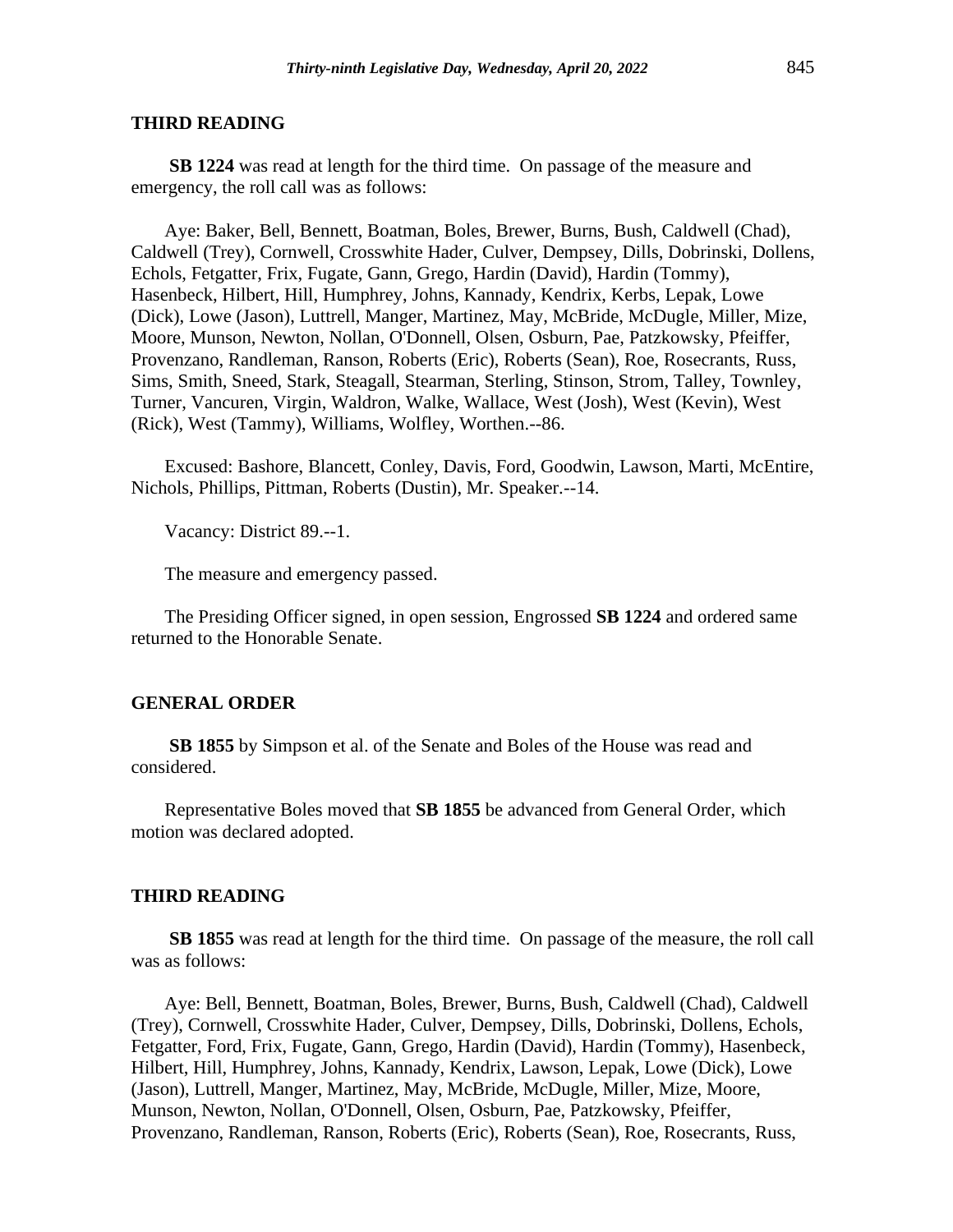### THIRD READING

**SB 1224** was read at length for the third time. On passage of the measure and emergency, the roll call was as follows:

Aye: Baker, Bell, Bennett, Boatman, Boles, Brewer, Burns, Bush, Caldwell (Chad), Caldwell (Trey), Cornwell, Crosswhite Hader, Culver, Dempsey, Dills, Dobrinski, Dollens, Echols, Fetgatter, Frix, Fugate, Gann, Grego, Hardin (David), Hardin (Tommy), Hasenbeck, Hilbert, Hill, Humphrey, Johns, Kannady, Kendrix, Kerbs, Lepak, Lowe (Dick), Lowe (Jason), Luttrell, Manger, Martinez, May, McBride, McDugle, Miller, Mize, Moore, Munson, Newton, Nollan, O'Donnell, Olsen, Osburn, Pae, Patzkowsky, Pfeiffer, Provenzano, Randleman, Ranson, Roberts (Eric), Roberts (Sean), Roe, Rosecrants, Russ, Sims, Smith, Sneed, Stark, Steagall, Stearman, Sterling, Stinson, Strom, Talley, Townley, Turner, Vancuren, Virgin, Waldron, Walke, Wallace, West (Josh), West (Kevin), West (Rick), West (Tammy), Williams, Wolfley, Worthen.--86.

Excused: Bashore, Blancett, Conley, Davis, Ford, Goodwin, Lawson, Marti, McEntire, Nichols, Phillips, Pittman, Roberts (Dustin), Mr. Speaker.--14.

Vacancy: District 89.--1.

The measure and emergency passed.

The Presiding Officer signed, in open session, Engrossed **SB 1224** and ordered same returned to the Honorable Senate.

### GENERAL ORDER

**SB 1855** by Simpson et al. of the Senate and Boles of the House was read and considered.

Representative Boles moved that **SB 1855** be advanced from General Order, which motion was declared adopted.

### THIRD READING

**SB 1855** was read at length for the third time. On passage of the measure, the roll call was as follows:

Aye: Bell, Bennett, Boatman, Boles, Brewer, Burns, Bush, Caldwell (Chad), Caldwell (Trey), Cornwell, Crosswhite Hader, Culver, Dempsey, Dills, Dobrinski, Dollens, Echols, Fetgatter, Ford, Frix, Fugate, Gann, Grego, Hardin (David), Hardin (Tommy), Hasenbeck, Hilbert, Hill, Humphrey, Johns, Kannady, Kendrix, Lawson, Lepak, Lowe (Dick), Lowe (Jason), Luttrell, Manger, Martinez, May, McBride, McDugle, Miller, Mize, Moore, Munson, Newton, Nollan, O'Donnell, Olsen, Osburn, Pae, Patzkowsky, Pfeiffer, Provenzano, Randleman, Ranson, Roberts (Eric), Roberts (Sean), Roe, Rosecrants, Russ,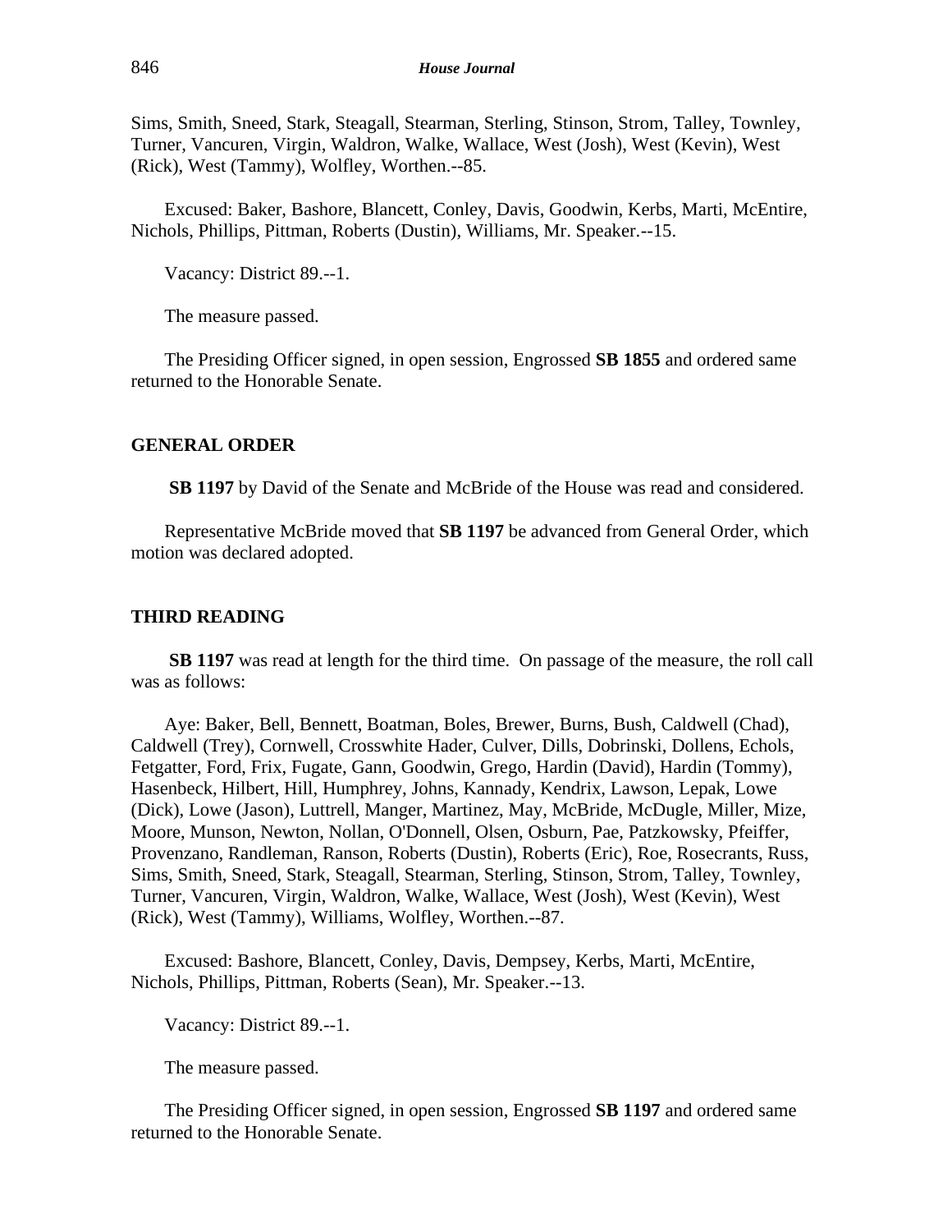Sims, Smith, Sneed, Stark, Steagall, Stearman, Sterling, Stinson, Strom, Talley, Townley, Turner, Vancuren, Virgin, Waldron, Walke, Wallace, West (Josh), West (Kevin), West (Rick), West (Tammy), Wolfley, Worthen.--85.

Excused: Baker, Bashore, Blancett, Conley, Davis, Goodwin, Kerbs, Marti, McEntire, Nichols, Phillips, Pittman, Roberts (Dustin), Williams, Mr. Speaker.--15.

Vacancy: District 89.--1.

The measure passed.

The Presiding Officer signed, in open session, Engrossed **SB 1855** and ordered same returned to the Honorable Senate.

## GENERAL ORDER

**SB 1197** by David of the Senate and McBride of the House was read and considered.

Representative McBride moved that **SB 1197** be advanced from General Order, which motion was declared adopted.

## THIRD READING

**SB 1197** was read at length for the third time. On passage of the measure, the roll call was as follows:

Aye: Baker, Bell, Bennett, Boatman, Boles, Brewer, Burns, Bush, Caldwell (Chad), Caldwell (Trey), Cornwell, Crosswhite Hader, Culver, Dills, Dobrinski, Dollens, Echols, Fetgatter, Ford, Frix, Fugate, Gann, Goodwin, Grego, Hardin (David), Hardin (Tommy), Hasenbeck, Hilbert, Hill, Humphrey, Johns, Kannady, Kendrix, Lawson, Lepak, Lowe (Dick), Lowe (Jason), Luttrell, Manger, Martinez, May, McBride, McDugle, Miller, Mize, Moore, Munson, Newton, Nollan, O'Donnell, Olsen, Osburn, Pae, Patzkowsky, Pfeiffer, Provenzano, Randleman, Ranson, Roberts (Dustin), Roberts (Eric), Roe, Rosecrants, Russ, Sims, Smith, Sneed, Stark, Steagall, Stearman, Sterling, Stinson, Strom, Talley, Townley, Turner, Vancuren, Virgin, Waldron, Walke, Wallace, West (Josh), West (Kevin), West (Rick), West (Tammy), Williams, Wolfley, Worthen.--87.

Excused: Bashore, Blancett, Conley, Davis, Dempsey, Kerbs, Marti, McEntire, Nichols, Phillips, Pittman, Roberts (Sean), Mr. Speaker.--13.

Vacancy: District 89.--1.

The measure passed.

The Presiding Officer signed, in open session, Engrossed **SB 1197** and ordered same returned to the Honorable Senate.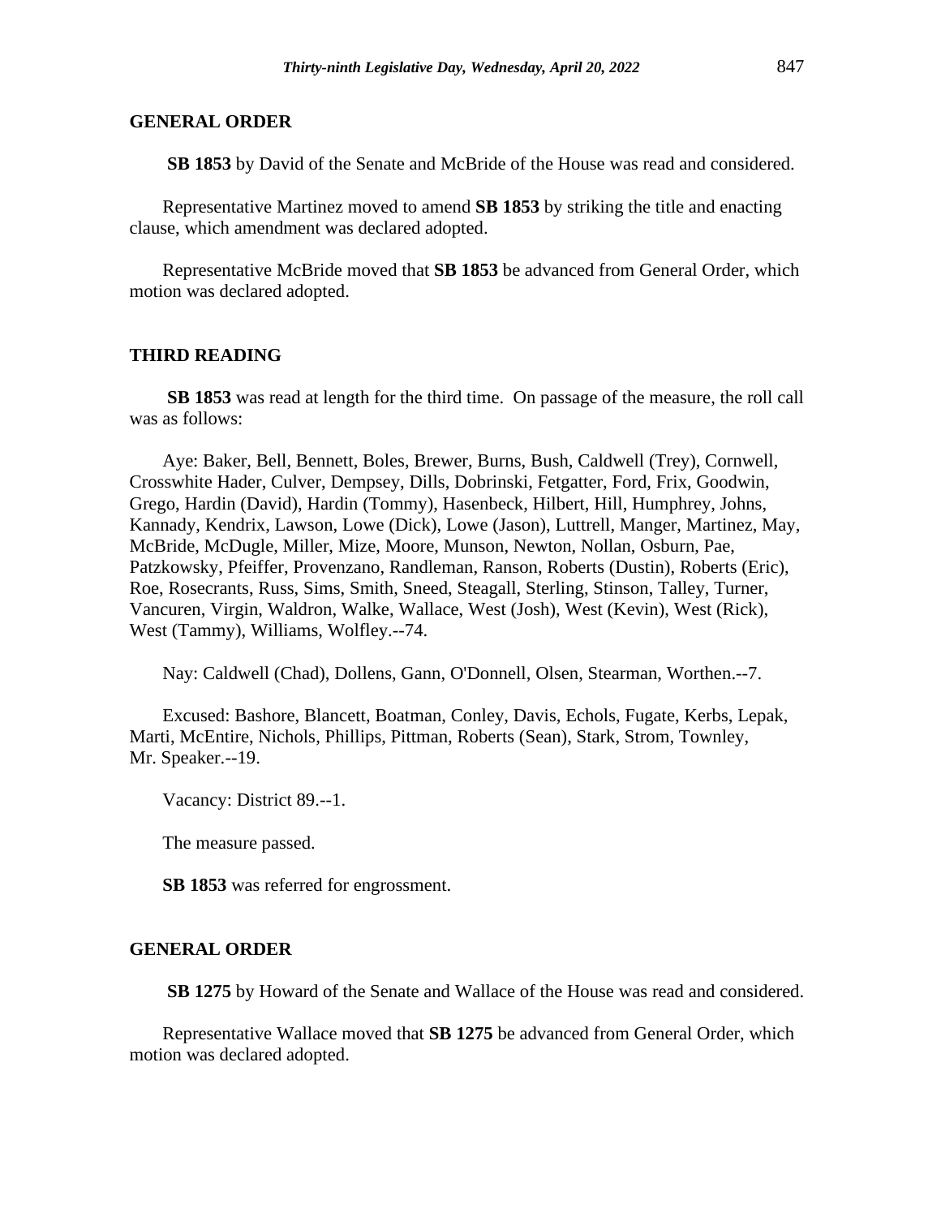## GENERAL ORDER

**SB 1853** by David of the Senate and McBride of the House was read and considered.

Representative Martinez moved to amend **SB 1853** by striking the title and enacting clause, which amendment was declared adopted.

Representative McBride moved that **SB 1853** be advanced from General Order, which motion was declared adopted.

## THIRD READING

**SB 1853** was read at length for the third time. On passage of the measure, the roll call was as follows:

Aye: Baker, Bell, Bennett, Boles, Brewer, Burns, Bush, Caldwell (Trey), Cornwell, Crosswhite Hader, Culver, Dempsey, Dills, Dobrinski, Fetgatter, Ford, Frix, Goodwin, Grego, Hardin (David), Hardin (Tommy), Hasenbeck, Hilbert, Hill, Humphrey, Johns, Kannady, Kendrix, Lawson, Lowe (Dick), Lowe (Jason), Luttrell, Manger, Martinez, May, McBride, McDugle, Miller, Mize, Moore, Munson, Newton, Nollan, Osburn, Pae, Patzkowsky, Pfeiffer, Provenzano, Randleman, Ranson, Roberts (Dustin), Roberts (Eric), Roe, Rosecrants, Russ, Sims, Smith, Sneed, Steagall, Sterling, Stinson, Talley, Turner, Vancuren, Virgin, Waldron, Walke, Wallace, West (Josh), West (Kevin), West (Rick), West (Tammy), Williams, Wolfley.--74.

Nay: Caldwell (Chad), Dollens, Gann, O'Donnell, Olsen, Stearman, Worthen.--7.

Excused: Bashore, Blancett, Boatman, Conley, Davis, Echols, Fugate, Kerbs, Lepak, Marti, McEntire, Nichols, Phillips, Pittman, Roberts (Sean), Stark, Strom, Townley, Mr. Speaker.--19.

Vacancy: District 89.--1.

The measure passed.

**SB 1853** was referred for engrossment.

## GENERAL ORDER

**SB 1275** by Howard of the Senate and Wallace of the House was read and considered.

Representative Wallace moved that **SB 1275** be advanced from General Order, which motion was declared adopted.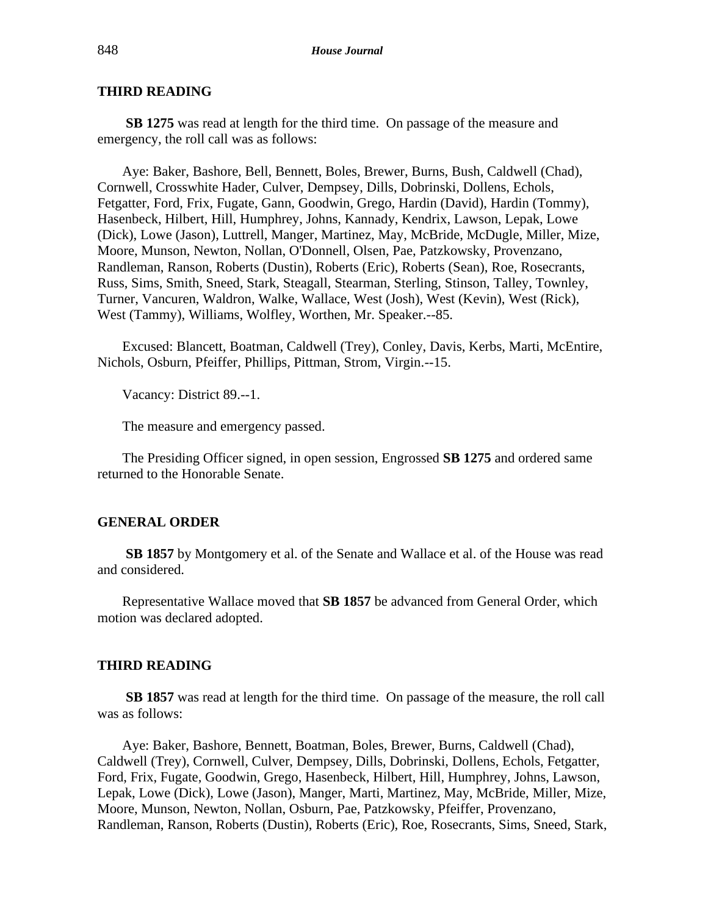## THIRD READING

**SB 1275** was read at length for the third time. On passage of the measure and emergency, the roll call was as follows:

Aye: Baker, Bashore, Bell, Bennett, Boles, Brewer, Burns, Bush, Caldwell (Chad), Cornwell, Crosswhite Hader, Culver, Dempsey, Dills, Dobrinski, Dollens, Echols, Fetgatter, Ford, Frix, Fugate, Gann, Goodwin, Grego, Hardin (David), Hardin (Tommy), Hasenbeck, Hilbert, Hill, Humphrey, Johns, Kannady, Kendrix, Lawson, Lepak, Lowe (Dick), Lowe (Jason), Luttrell, Manger, Martinez, May, McBride, McDugle, Miller, Mize, Moore, Munson, Newton, Nollan, O'Donnell, Olsen, Pae, Patzkowsky, Provenzano, Randleman, Ranson, Roberts (Dustin), Roberts (Eric), Roberts (Sean), Roe, Rosecrants, Russ, Sims, Smith, Sneed, Stark, Steagall, Stearman, Sterling, Stinson, Talley, Townley, Turner, Vancuren, Waldron, Walke, Wallace, West (Josh), West (Kevin), West (Rick), West (Tammy), Williams, Wolfley, Worthen, Mr. Speaker.--85.

Excused: Blancett, Boatman, Caldwell (Trey), Conley, Davis, Kerbs, Marti, McEntire, Nichols, Osburn, Pfeiffer, Phillips, Pittman, Strom, Virgin.--15.

Vacancy: District 89.--1.

The measure and emergency passed.

The Presiding Officer signed, in open session, Engrossed **SB 1275** and ordered same returned to the Honorable Senate.

## GENERAL ORDER

**SB 1857** by Montgomery et al. of the Senate and Wallace et al. of the House was read and considered.

Representative Wallace moved that **SB 1857** be advanced from General Order, which motion was declared adopted.

## THIRD READING

**SB 1857** was read at length for the third time. On passage of the measure, the roll call was as follows:

Aye: Baker, Bashore, Bennett, Boatman, Boles, Brewer, Burns, Caldwell (Chad), Caldwell (Trey), Cornwell, Culver, Dempsey, Dills, Dobrinski, Dollens, Echols, Fetgatter, Ford, Frix, Fugate, Goodwin, Grego, Hasenbeck, Hilbert, Hill, Humphrey, Johns, Lawson, Lepak, Lowe (Dick), Lowe (Jason), Manger, Marti, Martinez, May, McBride, Miller, Mize, Moore, Munson, Newton, Nollan, Osburn, Pae, Patzkowsky, Pfeiffer, Provenzano, Randleman, Ranson, Roberts (Dustin), Roberts (Eric), Roe, Rosecrants, Sims, Sneed, Stark,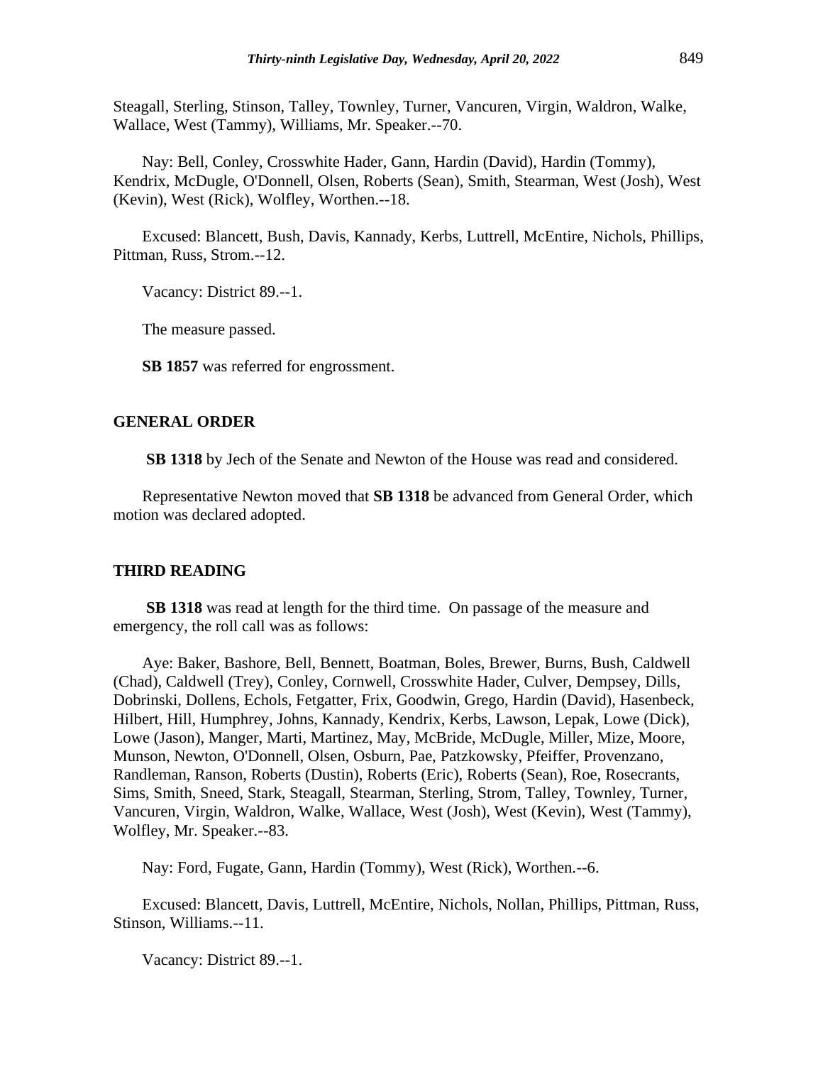Steagall, Sterling, Stinson, Talley, Townley, Turner, Vancuren, Virgin, Waldron, Walke, Wallace, West (Tammy), Williams, Mr. Speaker.--70.

Nay: Bell, Conley, Crosswhite Hader, Gann, Hardin (David), Hardin (Tommy), Kendrix, McDugle, O'Donnell, Olsen, Roberts (Sean), Smith, Stearman, West (Josh), West (Kevin), West (Rick), Wolfley, Worthen.--18.

Excused: Blancett, Bush, Davis, Kannady, Kerbs, Luttrell, McEntire, Nichols, Phillips, Pittman, Russ, Strom.--12.

Vacancy: District 89.--1.

The measure passed.

**SB 1857** was referred for engrossment.

## GENERAL ORDER

**SB 1318** by Jech of the Senate and Newton of the House was read and considered.

Representative Newton moved that **SB 1318** be advanced from General Order, which motion was declared adopted.

## THIRD READING

**SB 1318** was read at length for the third time. On passage of the measure and emergency, the roll call was as follows:

Aye: Baker, Bashore, Bell, Bennett, Boatman, Boles, Brewer, Burns, Bush, Caldwell (Chad), Caldwell (Trey), Conley, Cornwell, Crosswhite Hader, Culver, Dempsey, Dills, Dobrinski, Dollens, Echols, Fetgatter, Frix, Goodwin, Grego, Hardin (David), Hasenbeck, Hilbert, Hill, Humphrey, Johns, Kannady, Kendrix, Kerbs, Lawson, Lepak, Lowe (Dick), Lowe (Jason), Manger, Marti, Martinez, May, McBride, McDugle, Miller, Mize, Moore, Munson, Newton, O'Donnell, Olsen, Osburn, Pae, Patzkowsky, Pfeiffer, Provenzano, Randleman, Ranson, Roberts (Dustin), Roberts (Eric), Roberts (Sean), Roe, Rosecrants, Sims, Smith, Sneed, Stark, Steagall, Stearman, Sterling, Strom, Talley, Townley, Turner, Vancuren, Virgin, Waldron, Walke, Wallace, West (Josh), West (Kevin), West (Tammy), Wolfley, Mr. Speaker.--83.

Nay: Ford, Fugate, Gann, Hardin (Tommy), West (Rick), Worthen.--6.

Excused: Blancett, Davis, Luttrell, McEntire, Nichols, Nollan, Phillips, Pittman, Russ, Stinson, Williams.--11.

Vacancy: District 89.--1.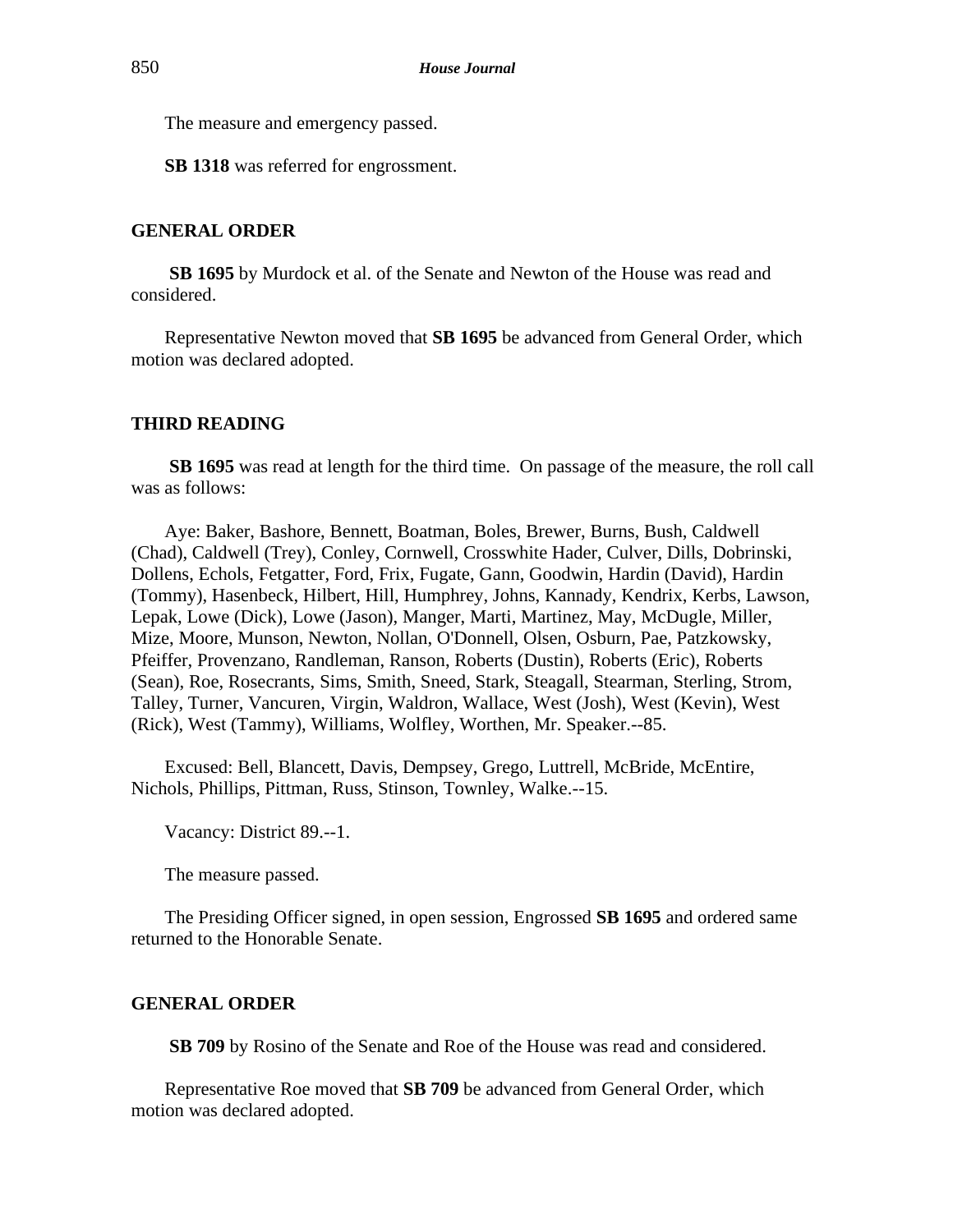The measure and emergency passed.

**SB 1318** was referred for engrossment.

## GENERAL ORDER

**SB 1695** by Murdock et al. of the Senate and Newton of the House was read and considered.

Representative Newton moved that **SB 1695** be advanced from General Order, which motion was declared adopted.

## THIRD READING

**SB 1695** was read at length for the third time. On passage of the measure, the roll call was as follows:

Aye: Baker, Bashore, Bennett, Boatman, Boles, Brewer, Burns, Bush, Caldwell (Chad), Caldwell (Trey), Conley, Cornwell, Crosswhite Hader, Culver, Dills, Dobrinski, Dollens, Echols, Fetgatter, Ford, Frix, Fugate, Gann, Goodwin, Hardin (David), Hardin (Tommy), Hasenbeck, Hilbert, Hill, Humphrey, Johns, Kannady, Kendrix, Kerbs, Lawson, Lepak, Lowe (Dick), Lowe (Jason), Manger, Marti, Martinez, May, McDugle, Miller, Mize, Moore, Munson, Newton, Nollan, O'Donnell, Olsen, Osburn, Pae, Patzkowsky, Pfeiffer, Provenzano, Randleman, Ranson, Roberts (Dustin), Roberts (Eric), Roberts (Sean), Roe, Rosecrants, Sims, Smith, Sneed, Stark, Steagall, Stearman, Sterling, Strom, Talley, Turner, Vancuren, Virgin, Waldron, Wallace, West (Josh), West (Kevin), West (Rick), West (Tammy), Williams, Wolfley, Worthen, Mr. Speaker.--85.

Excused: Bell, Blancett, Davis, Dempsey, Grego, Luttrell, McBride, McEntire, Nichols, Phillips, Pittman, Russ, Stinson, Townley, Walke.--15.

Vacancy: District 89.--1.

The measure passed.

The Presiding Officer signed, in open session, Engrossed **SB 1695** and ordered same returned to the Honorable Senate.

## GENERAL ORDER

**SB 709** by Rosino of the Senate and Roe of the House was read and considered.

Representative Roe moved that **SB 709** be advanced from General Order, which motion was declared adopted.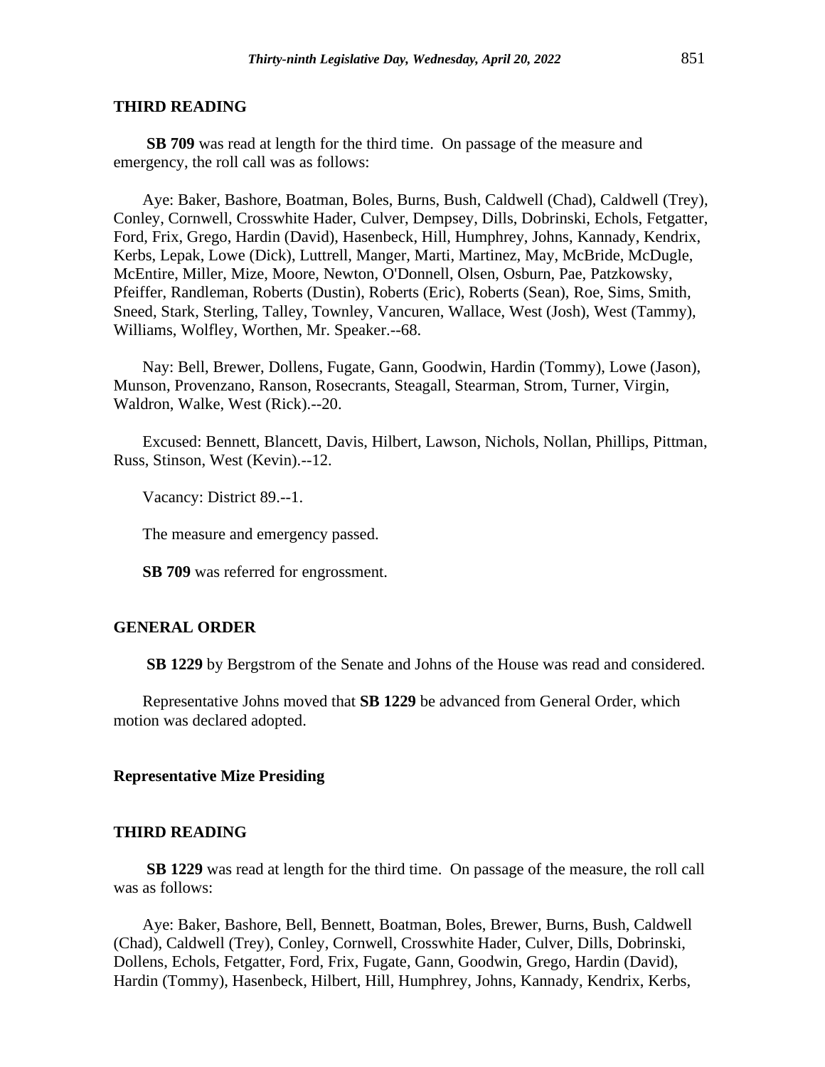## THIRD READING

**SB 709** was read at length for the third time. On passage of the measure and emergency, the roll call was as follows:

Aye: Baker, Bashore, Boatman, Boles, Burns, Bush, Caldwell (Chad), Caldwell (Trey), Conley, Cornwell, Crosswhite Hader, Culver, Dempsey, Dills, Dobrinski, Echols, Fetgatter, Ford, Frix, Grego, Hardin (David), Hasenbeck, Hill, Humphrey, Johns, Kannady, Kendrix, Kerbs, Lepak, Lowe (Dick), Luttrell, Manger, Marti, Martinez, May, McBride, McDugle, McEntire, Miller, Mize, Moore, Newton, O'Donnell, Olsen, Osburn, Pae, Patzkowsky, Pfeiffer, Randleman, Roberts (Dustin), Roberts (Eric), Roberts (Sean), Roe, Sims, Smith, Sneed, Stark, Sterling, Talley, Townley, Vancuren, Wallace, West (Josh), West (Tammy), Williams, Wolfley, Worthen, Mr. Speaker.--68.

Nay: Bell, Brewer, Dollens, Fugate, Gann, Goodwin, Hardin (Tommy), Lowe (Jason), Munson, Provenzano, Ranson, Rosecrants, Steagall, Stearman, Strom, Turner, Virgin, Waldron, Walke, West (Rick).--20.

Excused: Bennett, Blancett, Davis, Hilbert, Lawson, Nichols, Nollan, Phillips, Pittman, Russ, Stinson, West (Kevin).--12.

Vacancy: District 89.--1.

The measure and emergency passed.

**SB 709** was referred for engrossment.

## GENERAL ORDER

**SB 1229** by Bergstrom of the Senate and Johns of the House was read and considered.

Representative Johns moved that **SB 1229** be advanced from General Order, which motion was declared adopted.

### Representative Mize Presiding

## THIRD READING

**SB 1229** was read at length for the third time. On passage of the measure, the roll call was as follows:

Aye: Baker, Bashore, Bell, Bennett, Boatman, Boles, Brewer, Burns, Bush, Caldwell (Chad), Caldwell (Trey), Conley, Cornwell, Crosswhite Hader, Culver, Dills, Dobrinski, Dollens, Echols, Fetgatter, Ford, Frix, Fugate, Gann, Goodwin, Grego, Hardin (David), Hardin (Tommy), Hasenbeck, Hilbert, Hill, Humphrey, Johns, Kannady, Kendrix, Kerbs,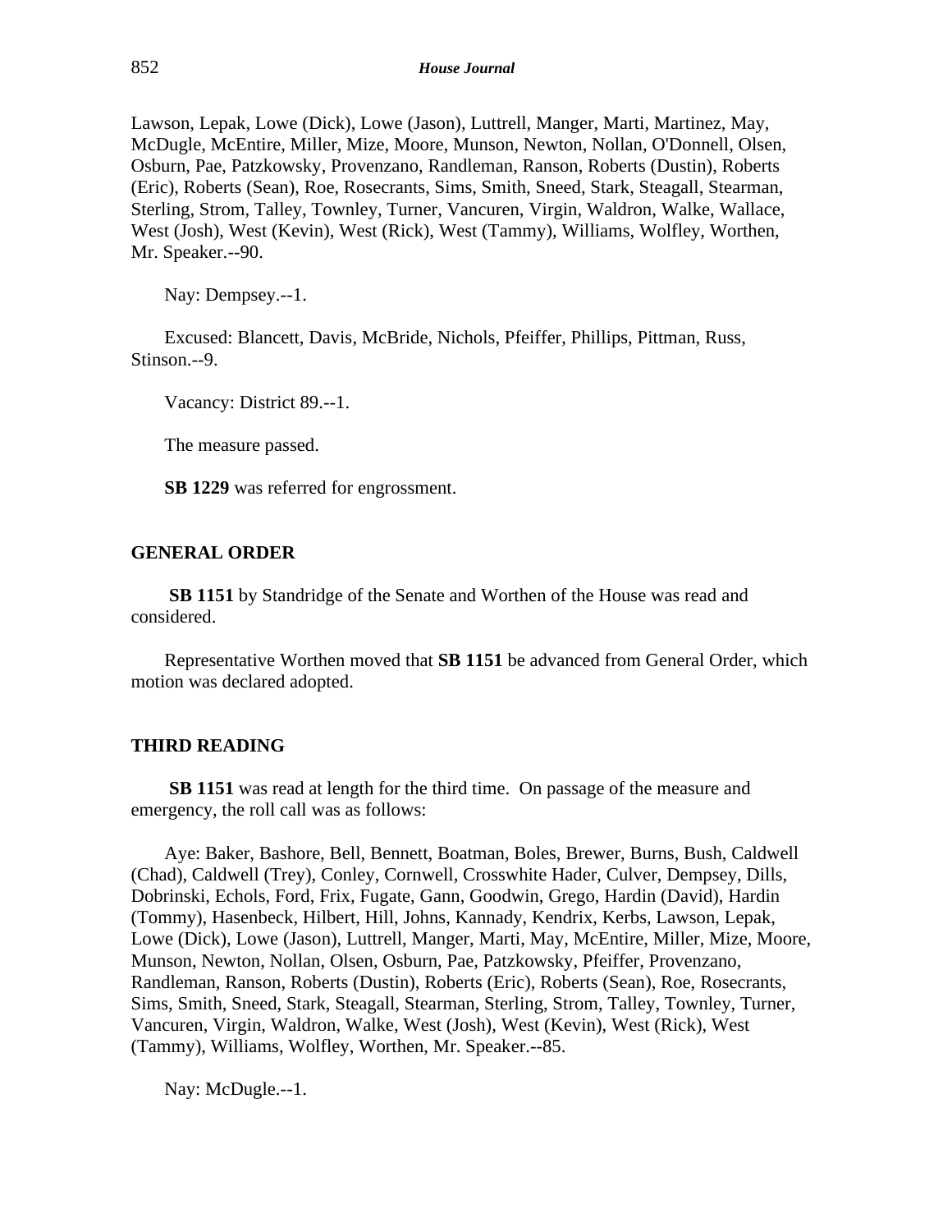Lawson, Lepak, Lowe (Dick), Lowe (Jason), Luttrell, Manger, Marti, Martinez, May, McDugle, McEntire, Miller, Mize, Moore, Munson, Newton, Nollan, O'Donnell, Olsen, Osburn, Pae, Patzkowsky, Provenzano, Randleman, Ranson, Roberts (Dustin), Roberts (Eric), Roberts (Sean), Roe, Rosecrants, Sims, Smith, Sneed, Stark, Steagall, Stearman, Sterling, Strom, Talley, Townley, Turner, Vancuren, Virgin, Waldron, Walke, Wallace, West (Josh), West (Kevin), West (Rick), West (Tammy), Williams, Wolfley, Worthen, Mr. Speaker.--90.

Nay: Dempsey.--1.

Excused: Blancett, Davis, McBride, Nichols, Pfeiffer, Phillips, Pittman, Russ, Stinson.--9.

Vacancy: District 89.--1.

The measure passed.

**SB 1229** was referred for engrossment.

## GENERAL ORDER

**SB 1151** by Standridge of the Senate and Worthen of the House was read and considered.

Representative Worthen moved that **SB 1151** be advanced from General Order, which motion was declared adopted.

## THIRD READING

**SB 1151** was read at length for the third time. On passage of the measure and emergency, the roll call was as follows:

Aye: Baker, Bashore, Bell, Bennett, Boatman, Boles, Brewer, Burns, Bush, Caldwell (Chad), Caldwell (Trey), Conley, Cornwell, Crosswhite Hader, Culver, Dempsey, Dills, Dobrinski, Echols, Ford, Frix, Fugate, Gann, Goodwin, Grego, Hardin (David), Hardin (Tommy), Hasenbeck, Hilbert, Hill, Johns, Kannady, Kendrix, Kerbs, Lawson, Lepak, Lowe (Dick), Lowe (Jason), Luttrell, Manger, Marti, May, McEntire, Miller, Mize, Moore, Munson, Newton, Nollan, Olsen, Osburn, Pae, Patzkowsky, Pfeiffer, Provenzano, Randleman, Ranson, Roberts (Dustin), Roberts (Eric), Roberts (Sean), Roe, Rosecrants, Sims, Smith, Sneed, Stark, Steagall, Stearman, Sterling, Strom, Talley, Townley, Turner, Vancuren, Virgin, Waldron, Walke, West (Josh), West (Kevin), West (Rick), West (Tammy), Williams, Wolfley, Worthen, Mr. Speaker.--85.

Nay: McDugle.--1.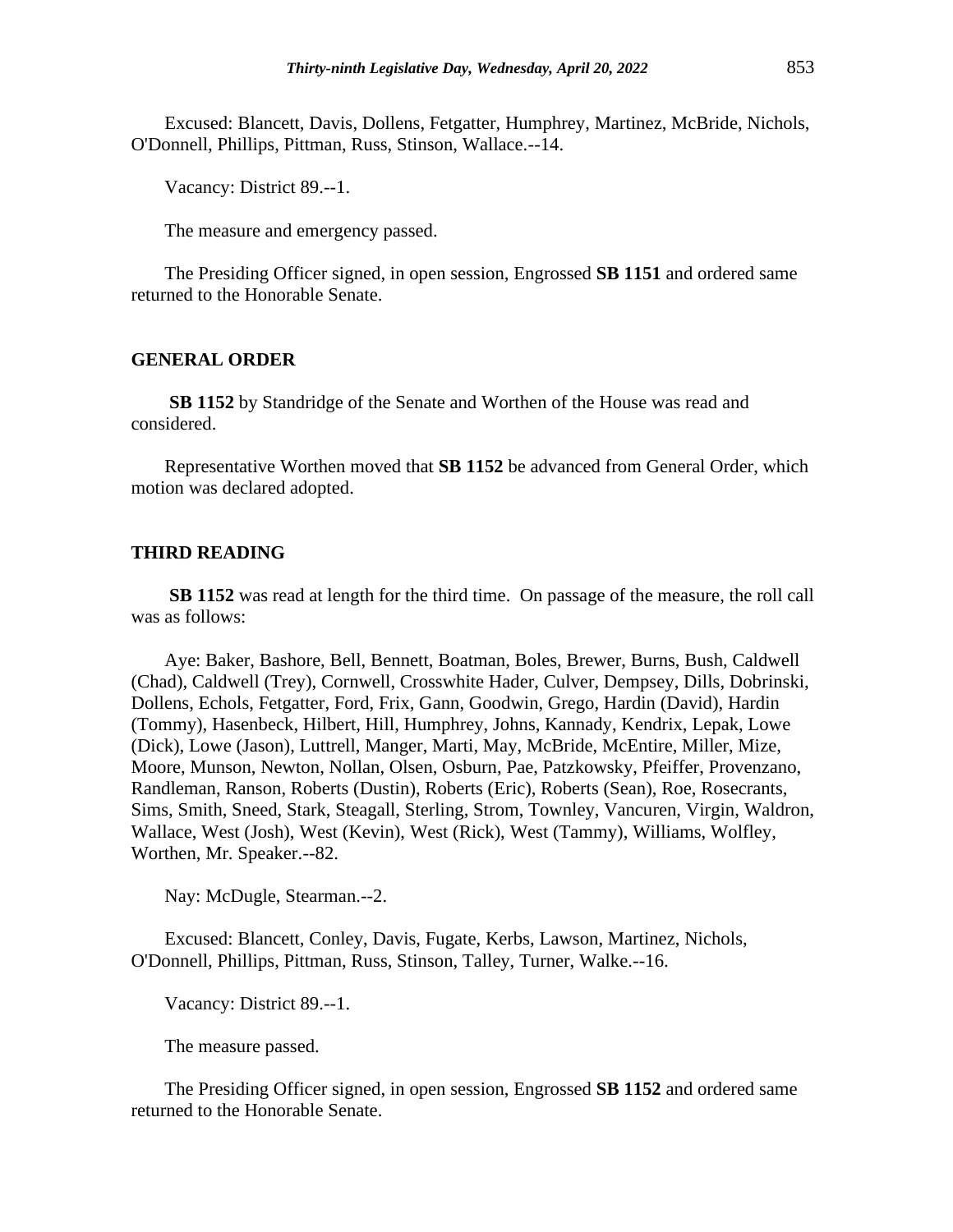Excused: Blancett, Davis, Dollens, Fetgatter, Humphrey, Martinez, McBride, Nichols, O'Donnell, Phillips, Pittman, Russ, Stinson, Wallace.--14.

Vacancy: District 89.--1.

The measure and emergency passed.

The Presiding Officer signed, in open session, Engrossed **SB 1151** and ordered same returned to the Honorable Senate.

## GENERAL ORDER

**SB 1152** by Standridge of the Senate and Worthen of the House was read and considered.

Representative Worthen moved that **SB 1152** be advanced from General Order, which motion was declared adopted.

## THIRD READING

**SB 1152** was read at length for the third time. On passage of the measure, the roll call was as follows:

Aye: Baker, Bashore, Bell, Bennett, Boatman, Boles, Brewer, Burns, Bush, Caldwell (Chad), Caldwell (Trey), Cornwell, Crosswhite Hader, Culver, Dempsey, Dills, Dobrinski, Dollens, Echols, Fetgatter, Ford, Frix, Gann, Goodwin, Grego, Hardin (David), Hardin (Tommy), Hasenbeck, Hilbert, Hill, Humphrey, Johns, Kannady, Kendrix, Lepak, Lowe (Dick), Lowe (Jason), Luttrell, Manger, Marti, May, McBride, McEntire, Miller, Mize, Moore, Munson, Newton, Nollan, Olsen, Osburn, Pae, Patzkowsky, Pfeiffer, Provenzano, Randleman, Ranson, Roberts (Dustin), Roberts (Eric), Roberts (Sean), Roe, Rosecrants, Sims, Smith, Sneed, Stark, Steagall, Sterling, Strom, Townley, Vancuren, Virgin, Waldron, Wallace, West (Josh), West (Kevin), West (Rick), West (Tammy), Williams, Wolfley, Worthen, Mr. Speaker.--82.

Nay: McDugle, Stearman.--2.

Excused: Blancett, Conley, Davis, Fugate, Kerbs, Lawson, Martinez, Nichols, O'Donnell, Phillips, Pittman, Russ, Stinson, Talley, Turner, Walke.--16.

Vacancy: District 89.--1.

The measure passed.

The Presiding Officer signed, in open session, Engrossed **SB 1152** and ordered same returned to the Honorable Senate.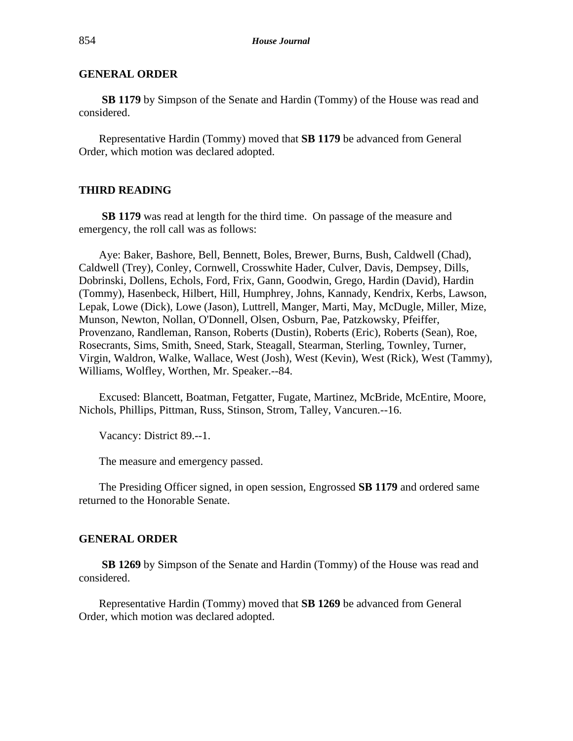## GENERAL ORDER

**SB 1179** by Simpson of the Senate and Hardin (Tommy) of the House was read and considered.

Representative Hardin (Tommy) moved that **SB 1179** be advanced from General Order, which motion was declared adopted.

## THIRD READING

**SB 1179** was read at length for the third time. On passage of the measure and emergency, the roll call was as follows:

Aye: Baker, Bashore, Bell, Bennett, Boles, Brewer, Burns, Bush, Caldwell (Chad), Caldwell (Trey), Conley, Cornwell, Crosswhite Hader, Culver, Davis, Dempsey, Dills, Dobrinski, Dollens, Echols, Ford, Frix, Gann, Goodwin, Grego, Hardin (David), Hardin (Tommy), Hasenbeck, Hilbert, Hill, Humphrey, Johns, Kannady, Kendrix, Kerbs, Lawson, Lepak, Lowe (Dick), Lowe (Jason), Luttrell, Manger, Marti, May, McDugle, Miller, Mize, Munson, Newton, Nollan, O'Donnell, Olsen, Osburn, Pae, Patzkowsky, Pfeiffer, Provenzano, Randleman, Ranson, Roberts (Dustin), Roberts (Eric), Roberts (Sean), Roe, Rosecrants, Sims, Smith, Sneed, Stark, Steagall, Stearman, Sterling, Townley, Turner, Virgin, Waldron, Walke, Wallace, West (Josh), West (Kevin), West (Rick), West (Tammy), Williams, Wolfley, Worthen, Mr. Speaker.--84.

Excused: Blancett, Boatman, Fetgatter, Fugate, Martinez, McBride, McEntire, Moore, Nichols, Phillips, Pittman, Russ, Stinson, Strom, Talley, Vancuren.--16.

Vacancy: District 89.--1.

The measure and emergency passed.

The Presiding Officer signed, in open session, Engrossed **SB 1179** and ordered same returned to the Honorable Senate.

## GENERAL ORDER

**SB 1269** by Simpson of the Senate and Hardin (Tommy) of the House was read and considered.

Representative Hardin (Tommy) moved that **SB 1269** be advanced from General Order, which motion was declared adopted.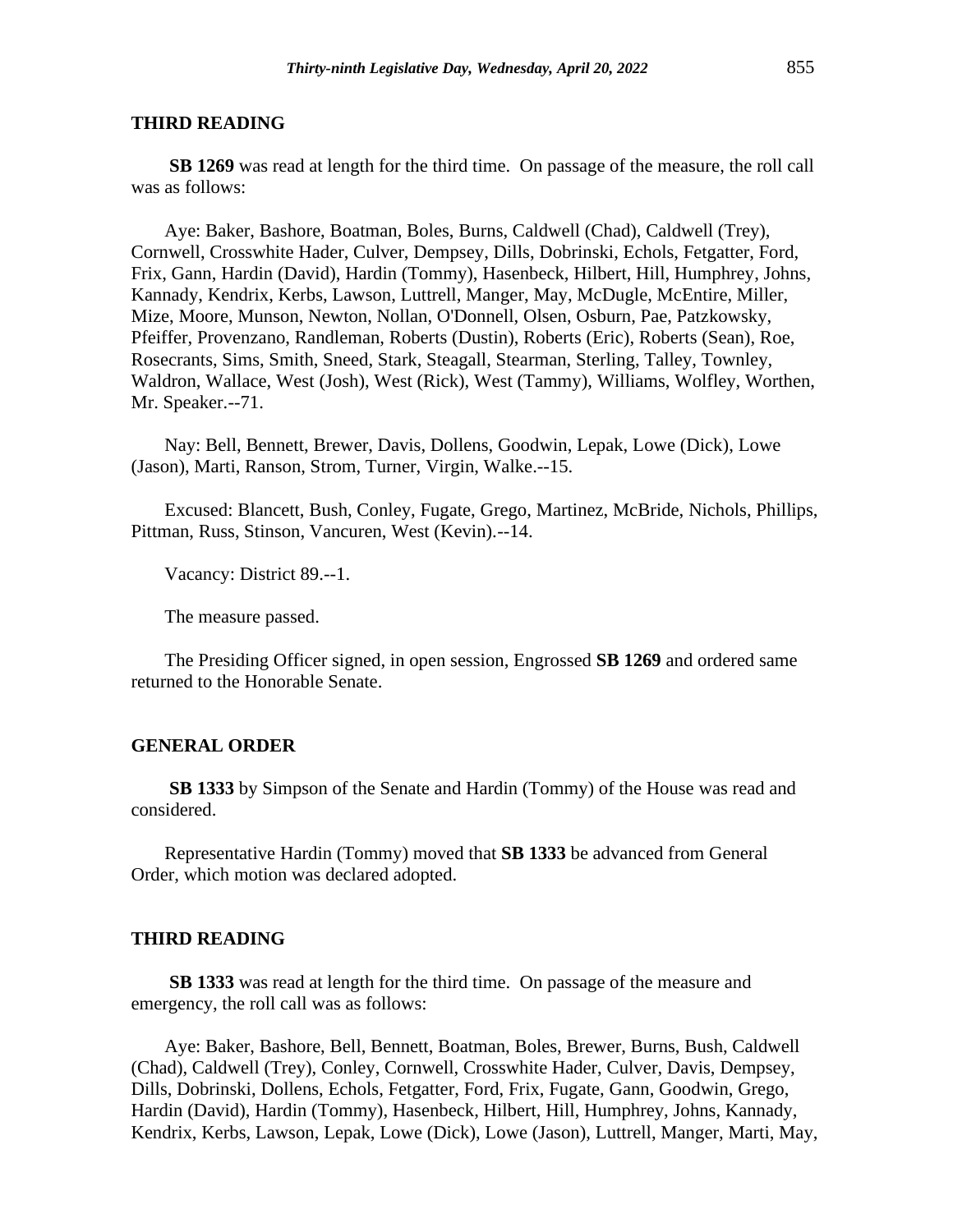### THIRD READING

**SB 1269** was read at length for the third time. On passage of the measure, the roll call was as follows:

Aye: Baker, Bashore, Boatman, Boles, Burns, Caldwell (Chad), Caldwell (Trey), Cornwell, Crosswhite Hader, Culver, Dempsey, Dills, Dobrinski, Echols, Fetgatter, Ford, Frix, Gann, Hardin (David), Hardin (Tommy), Hasenbeck, Hilbert, Hill, Humphrey, Johns, Kannady, Kendrix, Kerbs, Lawson, Luttrell, Manger, May, McDugle, McEntire, Miller, Mize, Moore, Munson, Newton, Nollan, O'Donnell, Olsen, Osburn, Pae, Patzkowsky, Pfeiffer, Provenzano, Randleman, Roberts (Dustin), Roberts (Eric), Roberts (Sean), Roe, Rosecrants, Sims, Smith, Sneed, Stark, Steagall, Stearman, Sterling, Talley, Townley, Waldron, Wallace, West (Josh), West (Rick), West (Tammy), Williams, Wolfley, Worthen, Mr. Speaker.--71.

Nay: Bell, Bennett, Brewer, Davis, Dollens, Goodwin, Lepak, Lowe (Dick), Lowe (Jason), Marti, Ranson, Strom, Turner, Virgin, Walke.--15.

Excused: Blancett, Bush, Conley, Fugate, Grego, Martinez, McBride, Nichols, Phillips, Pittman, Russ, Stinson, Vancuren, West (Kevin).--14.

Vacancy: District 89.--1.

The measure passed.

The Presiding Officer signed, in open session, Engrossed **SB 1269** and ordered same returned to the Honorable Senate.

### GENERAL ORDER

**SB 1333** by Simpson of the Senate and Hardin (Tommy) of the House was read and considered.

Representative Hardin (Tommy) moved that **SB 1333** be advanced from General Order, which motion was declared adopted.

### THIRD READING

**SB 1333** was read at length for the third time. On passage of the measure and emergency, the roll call was as follows:

Aye: Baker, Bashore, Bell, Bennett, Boatman, Boles, Brewer, Burns, Bush, Caldwell (Chad), Caldwell (Trey), Conley, Cornwell, Crosswhite Hader, Culver, Davis, Dempsey, Dills, Dobrinski, Dollens, Echols, Fetgatter, Ford, Frix, Fugate, Gann, Goodwin, Grego, Hardin (David), Hardin (Tommy), Hasenbeck, Hilbert, Hill, Humphrey, Johns, Kannady, Kendrix, Kerbs, Lawson, Lepak, Lowe (Dick), Lowe (Jason), Luttrell, Manger, Marti, May,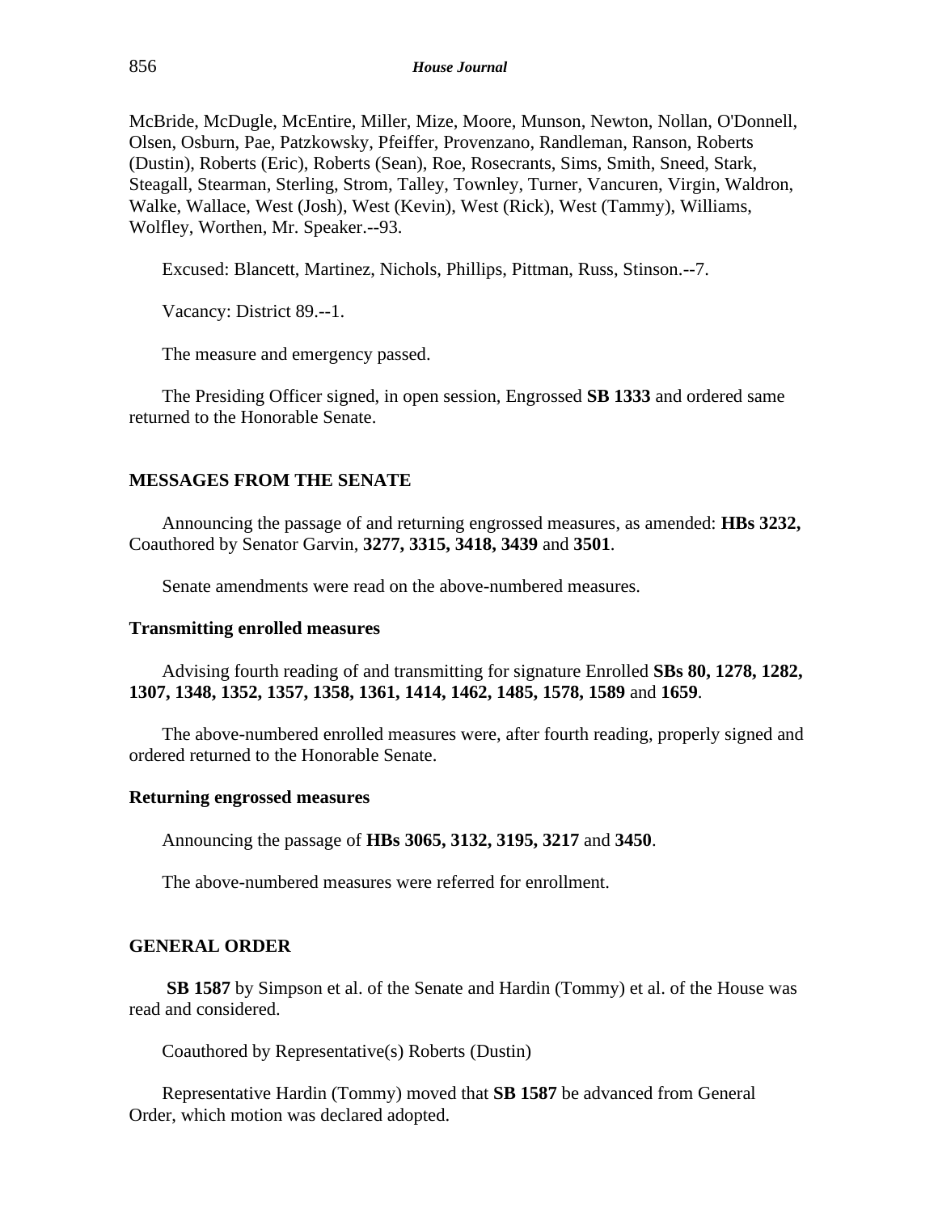McBride, McDugle, McEntire, Miller, Mize, Moore, Munson, Newton, Nollan, O'Donnell, Olsen, Osburn, Pae, Patzkowsky, Pfeiffer, Provenzano, Randleman, Ranson, Roberts (Dustin), Roberts (Eric), Roberts (Sean), Roe, Rosecrants, Sims, Smith, Sneed, Stark, Steagall, Stearman, Sterling, Strom, Talley, Townley, Turner, Vancuren, Virgin, Waldron, Walke, Wallace, West (Josh), West (Kevin), West (Rick), West (Tammy), Williams, Wolfley, Worthen, Mr. Speaker.--93.

Excused: Blancett, Martinez, Nichols, Phillips, Pittman, Russ, Stinson.--7.

Vacancy: District 89.--1.

The measure and emergency passed.

The Presiding Officer signed, in open session, Engrossed **SB 1333** and ordered same returned to the Honorable Senate.

## MESSAGES FROM THE SENATE

Announcing the passage of and returning engrossed measures, as amended: **HBs 3232,** Coauthored by Senator Garvin, **3277, 3315, 3418, 3439** and **3501**.

Senate amendments were read on the above-numbered measures.

**Transmitting enrolled measures**

Advising fourth reading of and transmitting for signature Enrolled **SBs 80, 1278, 1282, 1307, 1348, 1352, 1357, 1358, 1361, 1414, 1462, 1485, 1578, 1589** and **1659**.

The above-numbered enrolled measures were, after fourth reading, properly signed and ordered returned to the Honorable Senate.

**Returning engrossed measures**

Announcing the passage of **HBs 3065, 3132, 3195, 3217** and **3450**.

The above-numbered measures were referred for enrollment.

## GENERAL ORDER

**SB 1587** by Simpson et al. of the Senate and Hardin (Tommy) et al. of the House was read and considered.

Coauthored by Representative(s) Roberts (Dustin)

Representative Hardin (Tommy) moved that **SB 1587** be advanced from General Order, which motion was declared adopted.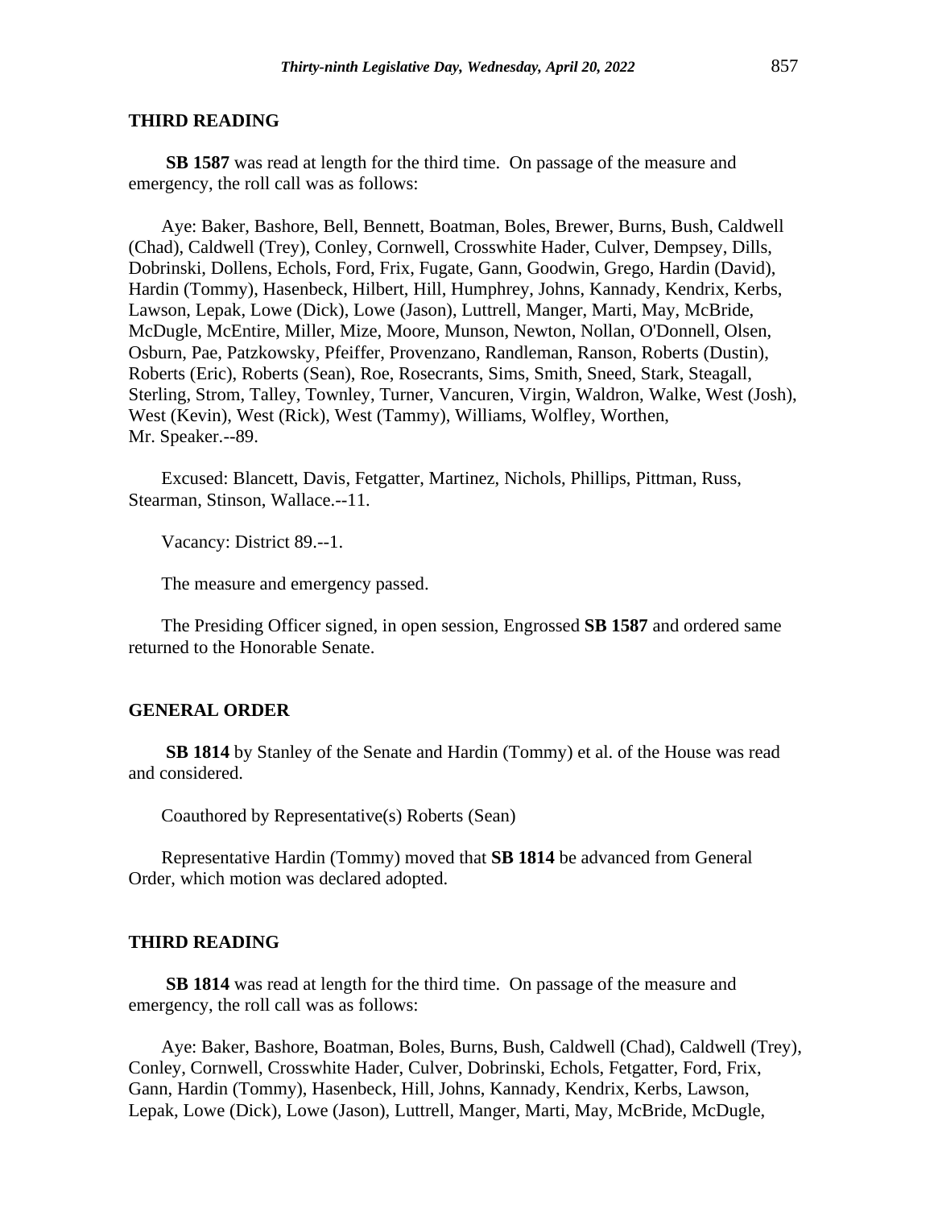## THIRD READING

**SB 1587** was read at length for the third time. On passage of the measure and emergency, the roll call was as follows:

Aye: Baker, Bashore, Bell, Bennett, Boatman, Boles, Brewer, Burns, Bush, Caldwell (Chad), Caldwell (Trey), Conley, Cornwell, Crosswhite Hader, Culver, Dempsey, Dills, Dobrinski, Dollens, Echols, Ford, Frix, Fugate, Gann, Goodwin, Grego, Hardin (David), Hardin (Tommy), Hasenbeck, Hilbert, Hill, Humphrey, Johns, Kannady, Kendrix, Kerbs, Lawson, Lepak, Lowe (Dick), Lowe (Jason), Luttrell, Manger, Marti, May, McBride, McDugle, McEntire, Miller, Mize, Moore, Munson, Newton, Nollan, O'Donnell, Olsen, Osburn, Pae, Patzkowsky, Pfeiffer, Provenzano, Randleman, Ranson, Roberts (Dustin), Roberts (Eric), Roberts (Sean), Roe, Rosecrants, Sims, Smith, Sneed, Stark, Steagall, Sterling, Strom, Talley, Townley, Turner, Vancuren, Virgin, Waldron, Walke, West (Josh), West (Kevin), West (Rick), West (Tammy), Williams, Wolfley, Worthen, Mr. Speaker.--89.

Excused: Blancett, Davis, Fetgatter, Martinez, Nichols, Phillips, Pittman, Russ, Stearman, Stinson, Wallace.--11.

Vacancy: District 89.--1.

The measure and emergency passed.

The Presiding Officer signed, in open session, Engrossed **SB 1587** and ordered same returned to the Honorable Senate.

## GENERAL ORDER

**SB 1814** by Stanley of the Senate and Hardin (Tommy) et al. of the House was read and considered.

Coauthored by Representative(s) Roberts (Sean)

Representative Hardin (Tommy) moved that **SB 1814** be advanced from General Order, which motion was declared adopted.

## THIRD READING

**SB 1814** was read at length for the third time. On passage of the measure and emergency, the roll call was as follows:

Aye: Baker, Bashore, Boatman, Boles, Burns, Bush, Caldwell (Chad), Caldwell (Trey), Conley, Cornwell, Crosswhite Hader, Culver, Dobrinski, Echols, Fetgatter, Ford, Frix, Gann, Hardin (Tommy), Hasenbeck, Hill, Johns, Kannady, Kendrix, Kerbs, Lawson, Lepak, Lowe (Dick), Lowe (Jason), Luttrell, Manger, Marti, May, McBride, McDugle,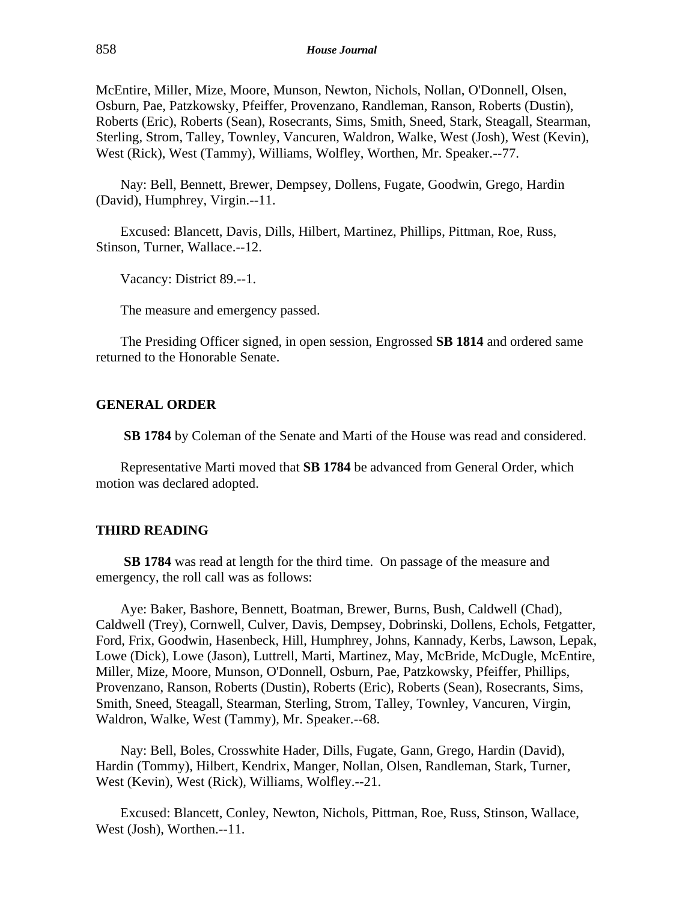McEntire, Miller, Mize, Moore, Munson, Newton, Nichols, Nollan, O'Donnell, Olsen, Osburn, Pae, Patzkowsky, Pfeiffer, Provenzano, Randleman, Ranson, Roberts (Dustin), Roberts (Eric), Roberts (Sean), Rosecrants, Sims, Smith, Sneed, Stark, Steagall, Stearman, Sterling, Strom, Talley, Townley, Vancuren, Waldron, Walke, West (Josh), West (Kevin), West (Rick), West (Tammy), Williams, Wolfley, Worthen, Mr. Speaker.--77.

Nay: Bell, Bennett, Brewer, Dempsey, Dollens, Fugate, Goodwin, Grego, Hardin (David), Humphrey, Virgin.--11.

Excused: Blancett, Davis, Dills, Hilbert, Martinez, Phillips, Pittman, Roe, Russ, Stinson, Turner, Wallace.--12.

Vacancy: District 89.--1.

The measure and emergency passed.

The Presiding Officer signed, in open session, Engrossed **SB 1814** and ordered same returned to the Honorable Senate.

## GENERAL ORDER

**SB 1784** by Coleman of the Senate and Marti of the House was read and considered.

Representative Marti moved that **SB 1784** be advanced from General Order, which motion was declared adopted.

## THIRD READING

**SB 1784** was read at length for the third time. On passage of the measure and emergency, the roll call was as follows:

Aye: Baker, Bashore, Bennett, Boatman, Brewer, Burns, Bush, Caldwell (Chad), Caldwell (Trey), Cornwell, Culver, Davis, Dempsey, Dobrinski, Dollens, Echols, Fetgatter, Ford, Frix, Goodwin, Hasenbeck, Hill, Humphrey, Johns, Kannady, Kerbs, Lawson, Lepak, Lowe (Dick), Lowe (Jason), Luttrell, Marti, Martinez, May, McBride, McDugle, McEntire, Miller, Mize, Moore, Munson, O'Donnell, Osburn, Pae, Patzkowsky, Pfeiffer, Phillips, Provenzano, Ranson, Roberts (Dustin), Roberts (Eric), Roberts (Sean), Rosecrants, Sims, Smith, Sneed, Steagall, Stearman, Sterling, Strom, Talley, Townley, Vancuren, Virgin, Waldron, Walke, West (Tammy), Mr. Speaker.--68.

Nay: Bell, Boles, Crosswhite Hader, Dills, Fugate, Gann, Grego, Hardin (David), Hardin (Tommy), Hilbert, Kendrix, Manger, Nollan, Olsen, Randleman, Stark, Turner, West (Kevin), West (Rick), Williams, Wolfley.--21.

Excused: Blancett, Conley, Newton, Nichols, Pittman, Roe, Russ, Stinson, Wallace, West (Josh), Worthen.--11.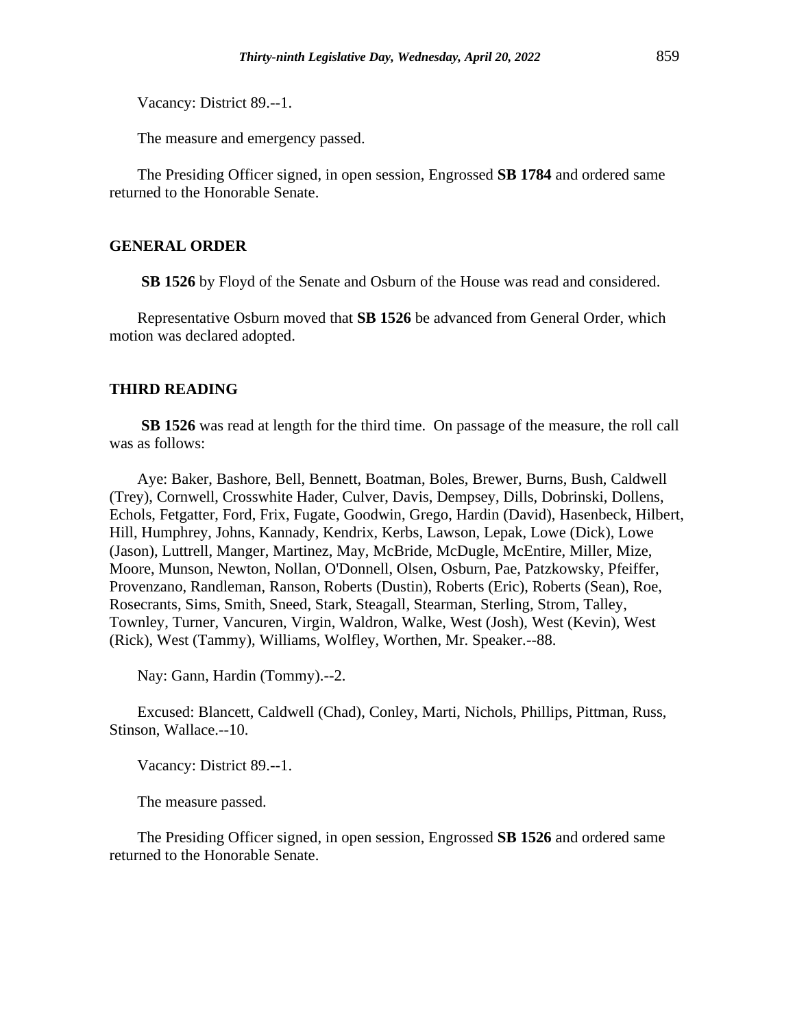Vacancy: District 89.--1.

The measure and emergency passed.

The Presiding Officer signed, in open session, Engrossed **SB 1784** and ordered same returned to the Honorable Senate.

## GENERAL ORDER

**SB 1526** by Floyd of the Senate and Osburn of the House was read and considered.

Representative Osburn moved that **SB 1526** be advanced from General Order, which motion was declared adopted.

## THIRD READING

**SB 1526** was read at length for the third time. On passage of the measure, the roll call was as follows:

Aye: Baker, Bashore, Bell, Bennett, Boatman, Boles, Brewer, Burns, Bush, Caldwell (Trey), Cornwell, Crosswhite Hader, Culver, Davis, Dempsey, Dills, Dobrinski, Dollens, Echols, Fetgatter, Ford, Frix, Fugate, Goodwin, Grego, Hardin (David), Hasenbeck, Hilbert, Hill, Humphrey, Johns, Kannady, Kendrix, Kerbs, Lawson, Lepak, Lowe (Dick), Lowe (Jason), Luttrell, Manger, Martinez, May, McBride, McDugle, McEntire, Miller, Mize, Moore, Munson, Newton, Nollan, O'Donnell, Olsen, Osburn, Pae, Patzkowsky, Pfeiffer, Provenzano, Randleman, Ranson, Roberts (Dustin), Roberts (Eric), Roberts (Sean), Roe, Rosecrants, Sims, Smith, Sneed, Stark, Steagall, Stearman, Sterling, Strom, Talley, Townley, Turner, Vancuren, Virgin, Waldron, Walke, West (Josh), West (Kevin), West (Rick), West (Tammy), Williams, Wolfley, Worthen, Mr. Speaker.--88.

Nay: Gann, Hardin (Tommy).--2.

Excused: Blancett, Caldwell (Chad), Conley, Marti, Nichols, Phillips, Pittman, Russ, Stinson, Wallace.--10.

Vacancy: District 89.--1.

The measure passed.

The Presiding Officer signed, in open session, Engrossed **SB 1526** and ordered same returned to the Honorable Senate.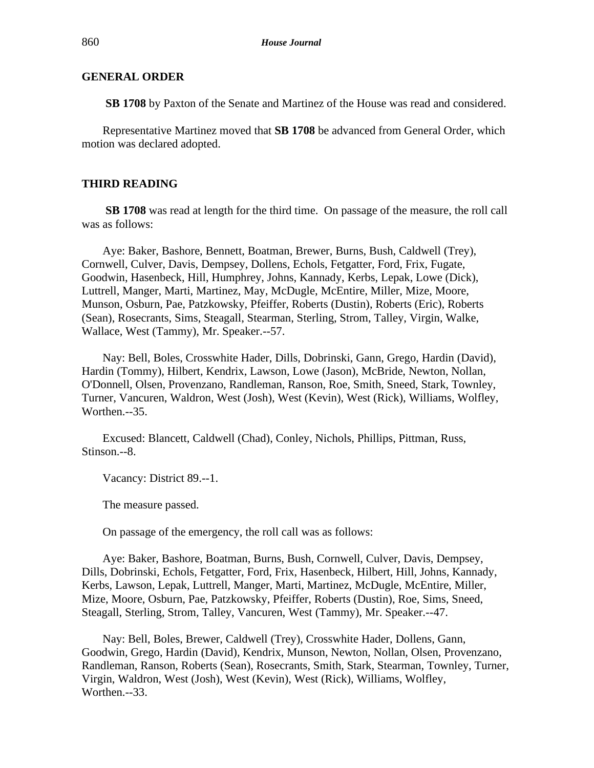## GENERAL ORDER

**SB 1708** by Paxton of the Senate and Martinez of the House was read and considered.

Representative Martinez moved that **SB 1708** be advanced from General Order, which motion was declared adopted.

## THIRD READING

**SB 1708** was read at length for the third time. On passage of the measure, the roll call was as follows:

Aye: Baker, Bashore, Bennett, Boatman, Brewer, Burns, Bush, Caldwell (Trey), Cornwell, Culver, Davis, Dempsey, Dollens, Echols, Fetgatter, Ford, Frix, Fugate, Goodwin, Hasenbeck, Hill, Humphrey, Johns, Kannady, Kerbs, Lepak, Lowe (Dick), Luttrell, Manger, Marti, Martinez, May, McDugle, McEntire, Miller, Mize, Moore, Munson, Osburn, Pae, Patzkowsky, Pfeiffer, Roberts (Dustin), Roberts (Eric), Roberts (Sean), Rosecrants, Sims, Steagall, Stearman, Sterling, Strom, Talley, Virgin, Walke, Wallace, West (Tammy), Mr. Speaker.--57.

Nay: Bell, Boles, Crosswhite Hader, Dills, Dobrinski, Gann, Grego, Hardin (David), Hardin (Tommy), Hilbert, Kendrix, Lawson, Lowe (Jason), McBride, Newton, Nollan, O'Donnell, Olsen, Provenzano, Randleman, Ranson, Roe, Smith, Sneed, Stark, Townley, Turner, Vancuren, Waldron, West (Josh), West (Kevin), West (Rick), Williams, Wolfley, Worthen.--35.

Excused: Blancett, Caldwell (Chad), Conley, Nichols, Phillips, Pittman, Russ, Stinson.--8.

Vacancy: District 89.--1.

The measure passed.

On passage of the emergency, the roll call was as follows:

Aye: Baker, Bashore, Boatman, Burns, Bush, Cornwell, Culver, Davis, Dempsey, Dills, Dobrinski, Echols, Fetgatter, Ford, Frix, Hasenbeck, Hilbert, Hill, Johns, Kannady, Kerbs, Lawson, Lepak, Luttrell, Manger, Marti, Martinez, McDugle, McEntire, Miller, Mize, Moore, Osburn, Pae, Patzkowsky, Pfeiffer, Roberts (Dustin), Roe, Sims, Sneed, Steagall, Sterling, Strom, Talley, Vancuren, West (Tammy), Mr. Speaker.--47.

Nay: Bell, Boles, Brewer, Caldwell (Trey), Crosswhite Hader, Dollens, Gann, Goodwin, Grego, Hardin (David), Kendrix, Munson, Newton, Nollan, Olsen, Provenzano, Randleman, Ranson, Roberts (Sean), Rosecrants, Smith, Stark, Stearman, Townley, Turner, Virgin, Waldron, West (Josh), West (Kevin), West (Rick), Williams, Wolfley, Worthen.--33.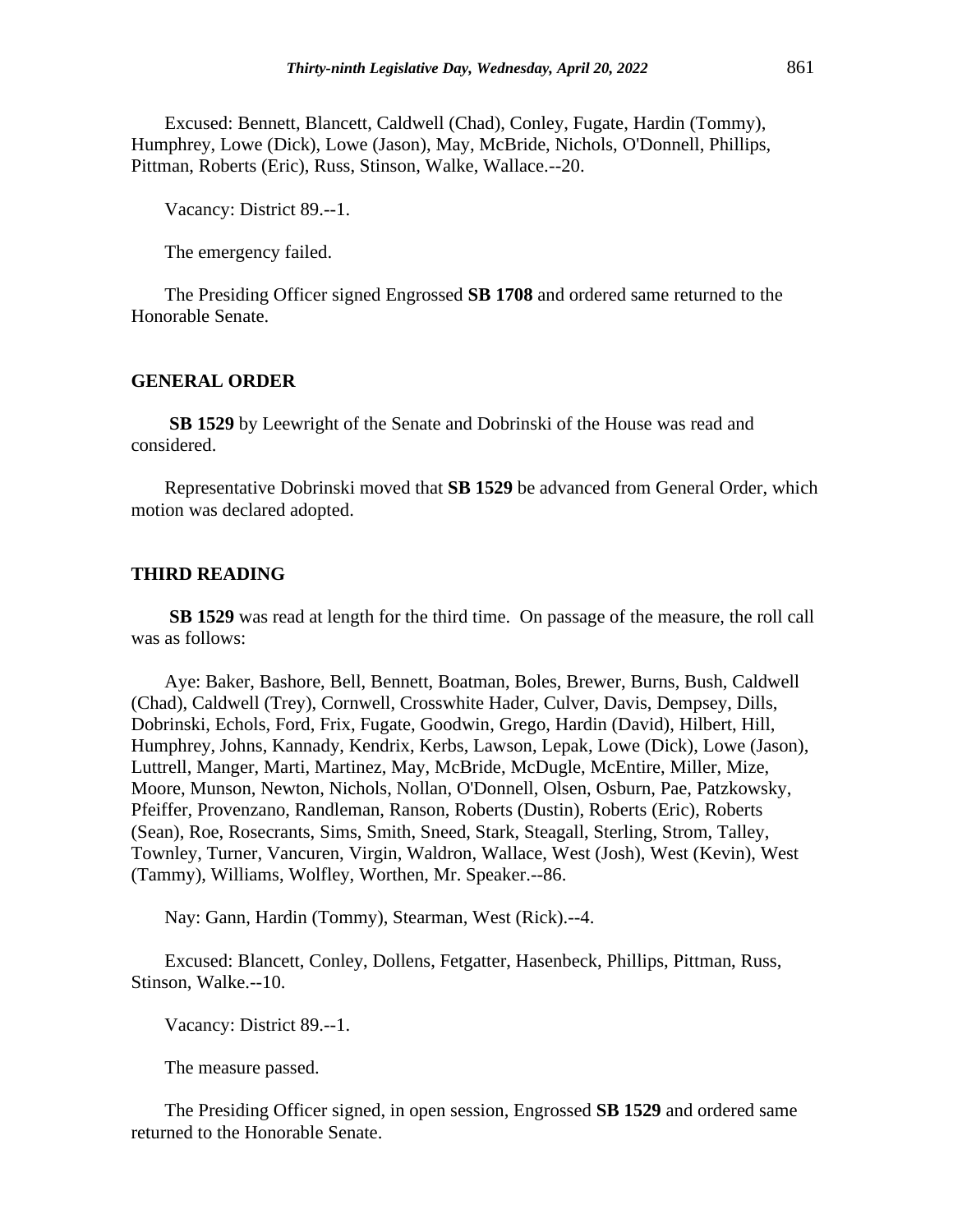Excused: Bennett, Blancett, Caldwell (Chad), Conley, Fugate, Hardin (Tommy), Humphrey, Lowe (Dick), Lowe (Jason), May, McBride, Nichols, O'Donnell, Phillips, Pittman, Roberts (Eric), Russ, Stinson, Walke, Wallace.--20.

Vacancy: District 89.--1.

The emergency failed.

The Presiding Officer signed Engrossed **SB 1708** and ordered same returned to the Honorable Senate.

## GENERAL ORDER

**SB 1529** by Leewright of the Senate and Dobrinski of the House was read and considered.

Representative Dobrinski moved that **SB 1529** be advanced from General Order, which motion was declared adopted.

## THIRD READING

**SB 1529** was read at length for the third time. On passage of the measure, the roll call was as follows:

Aye: Baker, Bashore, Bell, Bennett, Boatman, Boles, Brewer, Burns, Bush, Caldwell (Chad), Caldwell (Trey), Cornwell, Crosswhite Hader, Culver, Davis, Dempsey, Dills, Dobrinski, Echols, Ford, Frix, Fugate, Goodwin, Grego, Hardin (David), Hilbert, Hill, Humphrey, Johns, Kannady, Kendrix, Kerbs, Lawson, Lepak, Lowe (Dick), Lowe (Jason), Luttrell, Manger, Marti, Martinez, May, McBride, McDugle, McEntire, Miller, Mize, Moore, Munson, Newton, Nichols, Nollan, O'Donnell, Olsen, Osburn, Pae, Patzkowsky, Pfeiffer, Provenzano, Randleman, Ranson, Roberts (Dustin), Roberts (Eric), Roberts (Sean), Roe, Rosecrants, Sims, Smith, Sneed, Stark, Steagall, Sterling, Strom, Talley, Townley, Turner, Vancuren, Virgin, Waldron, Wallace, West (Josh), West (Kevin), West (Tammy), Williams, Wolfley, Worthen, Mr. Speaker.--86.

Nay: Gann, Hardin (Tommy), Stearman, West (Rick).--4.

Excused: Blancett, Conley, Dollens, Fetgatter, Hasenbeck, Phillips, Pittman, Russ, Stinson, Walke.--10.

Vacancy: District 89.--1.

The measure passed.

The Presiding Officer signed, in open session, Engrossed **SB 1529** and ordered same returned to the Honorable Senate.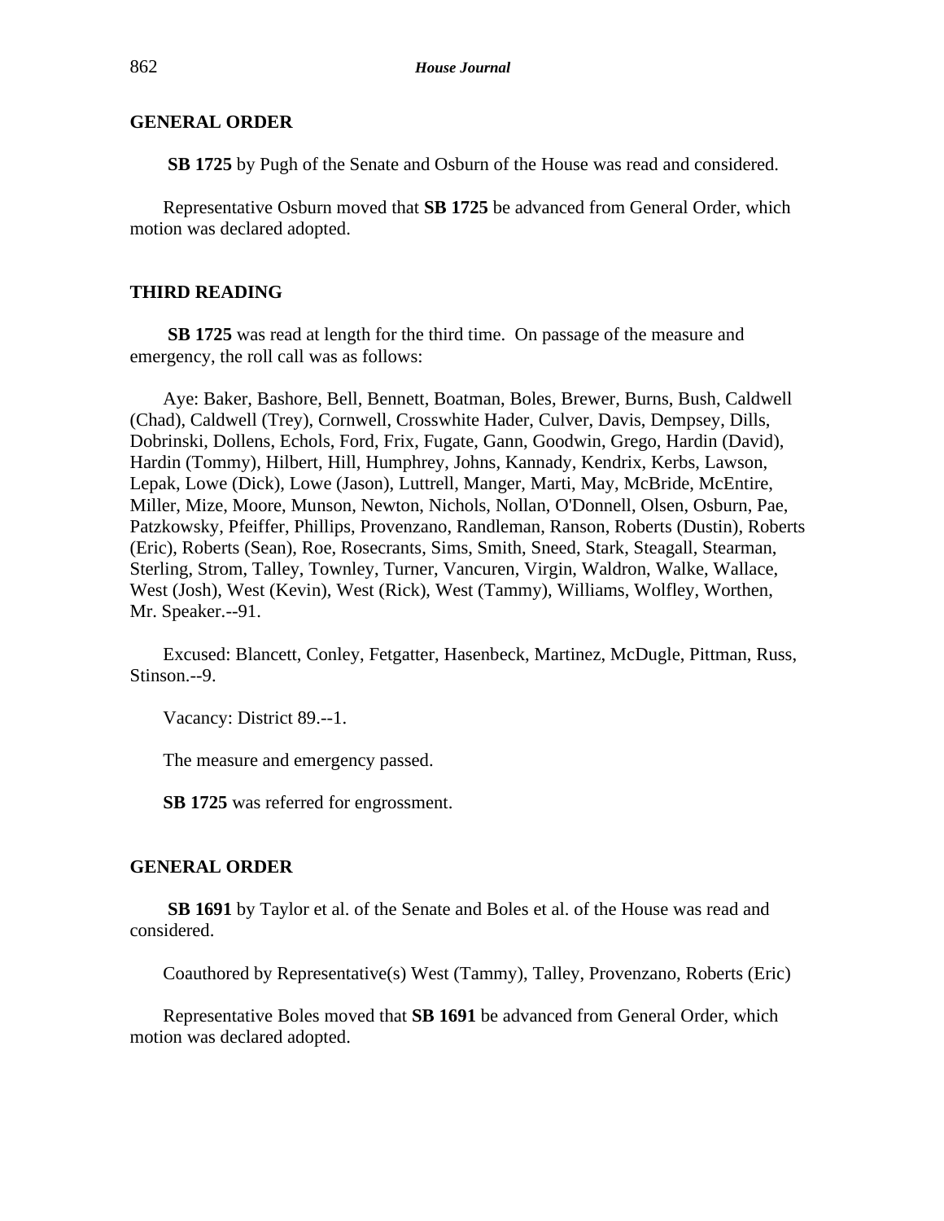## GENERAL ORDER

**SB 1725** by Pugh of the Senate and Osburn of the House was read and considered.

Representative Osburn moved that **SB 1725** be advanced from General Order, which motion was declared adopted.

## THIRD READING

**SB 1725** was read at length for the third time. On passage of the measure and emergency, the roll call was as follows:

Aye: Baker, Bashore, Bell, Bennett, Boatman, Boles, Brewer, Burns, Bush, Caldwell (Chad), Caldwell (Trey), Cornwell, Crosswhite Hader, Culver, Davis, Dempsey, Dills, Dobrinski, Dollens, Echols, Ford, Frix, Fugate, Gann, Goodwin, Grego, Hardin (David), Hardin (Tommy), Hilbert, Hill, Humphrey, Johns, Kannady, Kendrix, Kerbs, Lawson, Lepak, Lowe (Dick), Lowe (Jason), Luttrell, Manger, Marti, May, McBride, McEntire, Miller, Mize, Moore, Munson, Newton, Nichols, Nollan, O'Donnell, Olsen, Osburn, Pae, Patzkowsky, Pfeiffer, Phillips, Provenzano, Randleman, Ranson, Roberts (Dustin), Roberts (Eric), Roberts (Sean), Roe, Rosecrants, Sims, Smith, Sneed, Stark, Steagall, Stearman, Sterling, Strom, Talley, Townley, Turner, Vancuren, Virgin, Waldron, Walke, Wallace, West (Josh), West (Kevin), West (Rick), West (Tammy), Williams, Wolfley, Worthen, Mr. Speaker.--91.

Excused: Blancett, Conley, Fetgatter, Hasenbeck, Martinez, McDugle, Pittman, Russ, Stinson.--9.

Vacancy: District 89.--1.

The measure and emergency passed.

**SB 1725** was referred for engrossment.

## GENERAL ORDER

**SB 1691** by Taylor et al. of the Senate and Boles et al. of the House was read and considered.

Coauthored by Representative(s) West (Tammy), Talley, Provenzano, Roberts (Eric)

Representative Boles moved that **SB 1691** be advanced from General Order, which motion was declared adopted.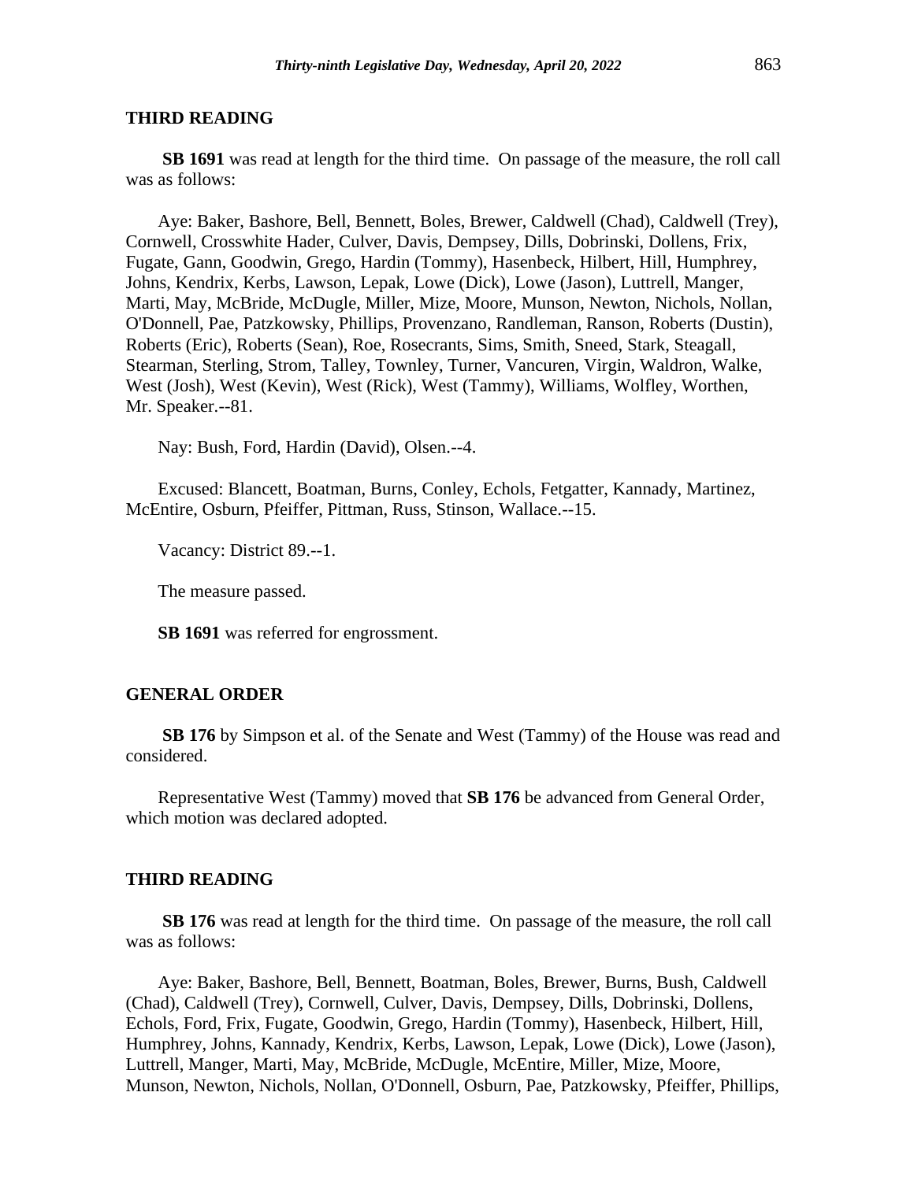## THIRD READING

**SB 1691** was read at length for the third time. On passage of the measure, the roll call was as follows:

Aye: Baker, Bashore, Bell, Bennett, Boles, Brewer, Caldwell (Chad), Caldwell (Trey), Cornwell, Crosswhite Hader, Culver, Davis, Dempsey, Dills, Dobrinski, Dollens, Frix, Fugate, Gann, Goodwin, Grego, Hardin (Tommy), Hasenbeck, Hilbert, Hill, Humphrey, Johns, Kendrix, Kerbs, Lawson, Lepak, Lowe (Dick), Lowe (Jason), Luttrell, Manger, Marti, May, McBride, McDugle, Miller, Mize, Moore, Munson, Newton, Nichols, Nollan, O'Donnell, Pae, Patzkowsky, Phillips, Provenzano, Randleman, Ranson, Roberts (Dustin), Roberts (Eric), Roberts (Sean), Roe, Rosecrants, Sims, Smith, Sneed, Stark, Steagall, Stearman, Sterling, Strom, Talley, Townley, Turner, Vancuren, Virgin, Waldron, Walke, West (Josh), West (Kevin), West (Rick), West (Tammy), Williams, Wolfley, Worthen, Mr. Speaker.--81.

Nay: Bush, Ford, Hardin (David), Olsen.--4.

Excused: Blancett, Boatman, Burns, Conley, Echols, Fetgatter, Kannady, Martinez, McEntire, Osburn, Pfeiffer, Pittman, Russ, Stinson, Wallace.--15.

Vacancy: District 89.--1.

The measure passed.

**SB 1691** was referred for engrossment.

## GENERAL ORDER

**SB 176** by Simpson et al. of the Senate and West (Tammy) of the House was read and considered.

Representative West (Tammy) moved that **SB 176** be advanced from General Order, which motion was declared adopted.

## THIRD READING

**SB 176** was read at length for the third time. On passage of the measure, the roll call was as follows:

Aye: Baker, Bashore, Bell, Bennett, Boatman, Boles, Brewer, Burns, Bush, Caldwell (Chad), Caldwell (Trey), Cornwell, Culver, Davis, Dempsey, Dills, Dobrinski, Dollens, Echols, Ford, Frix, Fugate, Goodwin, Grego, Hardin (Tommy), Hasenbeck, Hilbert, Hill, Humphrey, Johns, Kannady, Kendrix, Kerbs, Lawson, Lepak, Lowe (Dick), Lowe (Jason), Luttrell, Manger, Marti, May, McBride, McDugle, McEntire, Miller, Mize, Moore, Munson, Newton, Nichols, Nollan, O'Donnell, Osburn, Pae, Patzkowsky, Pfeiffer, Phillips,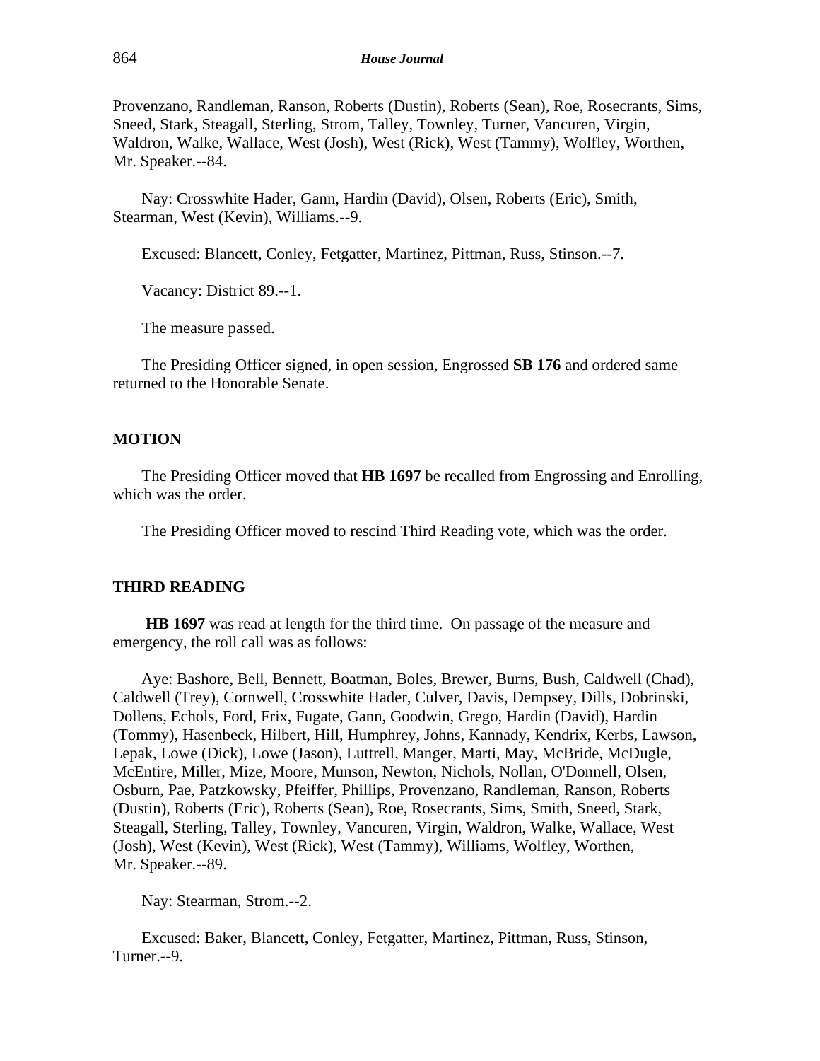Provenzano, Randleman, Ranson, Roberts (Dustin), Roberts (Sean), Roe, Rosecrants, Sims, Sneed, Stark, Steagall, Sterling, Strom, Talley, Townley, Turner, Vancuren, Virgin, Waldron, Walke, Wallace, West (Josh), West (Rick), West (Tammy), Wolfley, Worthen, Mr. Speaker.--84.

Nay: Crosswhite Hader, Gann, Hardin (David), Olsen, Roberts (Eric), Smith, Stearman, West (Kevin), Williams.--9.

Excused: Blancett, Conley, Fetgatter, Martinez, Pittman, Russ, Stinson.--7.

Vacancy: District 89.--1.

The measure passed.

The Presiding Officer signed, in open session, Engrossed **SB 176** and ordered same returned to the Honorable Senate.

## MOTION

The Presiding Officer moved that **HB 1697** be recalled from Engrossing and Enrolling, which was the order.

The Presiding Officer moved to rescind Third Reading vote, which was the order.

## THIRD READING

**HB 1697** was read at length for the third time. On passage of the measure and emergency, the roll call was as follows:

Aye: Bashore, Bell, Bennett, Boatman, Boles, Brewer, Burns, Bush, Caldwell (Chad), Caldwell (Trey), Cornwell, Crosswhite Hader, Culver, Davis, Dempsey, Dills, Dobrinski, Dollens, Echols, Ford, Frix, Fugate, Gann, Goodwin, Grego, Hardin (David), Hardin (Tommy), Hasenbeck, Hilbert, Hill, Humphrey, Johns, Kannady, Kendrix, Kerbs, Lawson, Lepak, Lowe (Dick), Lowe (Jason), Luttrell, Manger, Marti, May, McBride, McDugle, McEntire, Miller, Mize, Moore, Munson, Newton, Nichols, Nollan, O'Donnell, Olsen, Osburn, Pae, Patzkowsky, Pfeiffer, Phillips, Provenzano, Randleman, Ranson, Roberts (Dustin), Roberts (Eric), Roberts (Sean), Roe, Rosecrants, Sims, Smith, Sneed, Stark, Steagall, Sterling, Talley, Townley, Vancuren, Virgin, Waldron, Walke, Wallace, West (Josh), West (Kevin), West (Rick), West (Tammy), Williams, Wolfley, Worthen, Mr. Speaker.--89.

Nay: Stearman, Strom.--2.

Excused: Baker, Blancett, Conley, Fetgatter, Martinez, Pittman, Russ, Stinson, Turner.--9.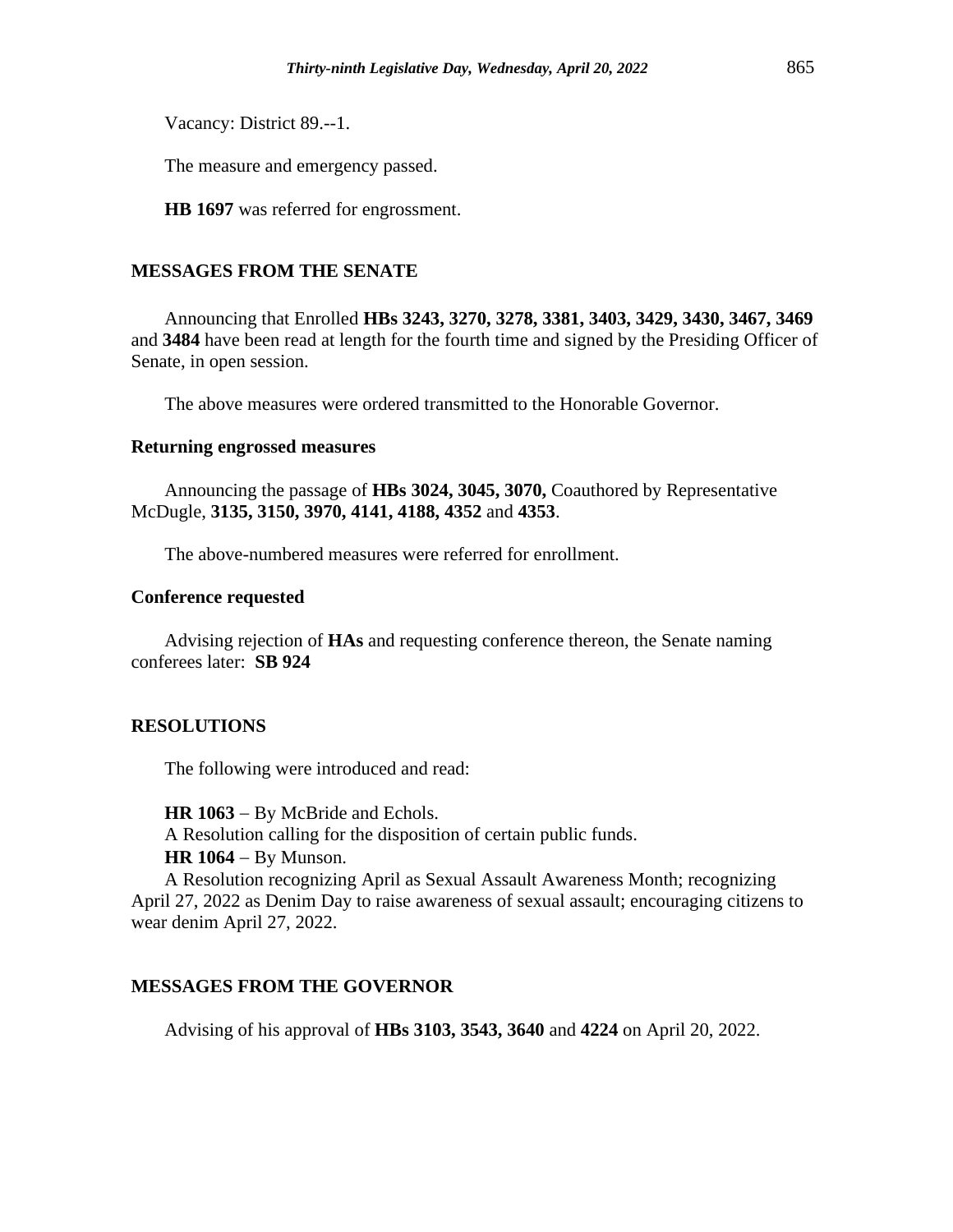Vacancy: District 89.--1.

The measure and emergency passed.

**HB 1697** was referred for engrossment.

## MESSAGES FROM THE SENATE

Announcing that Enrolled **HBs 3243, 3270, 3278, 3381, 3403, 3429, 3430, 3467, 3469** and **3484** have been read at length for the fourth time and signed by the Presiding Officer of Senate, in open session.

The above measures were ordered transmitted to the Honorable Governor.

### Returning engrossed measures

Announcing the passage of **HBs 3024, 3045, 3070,** Coauthored by Representative McDugle, **3135, 3150, 3970, 4141, 4188, 4352** and **4353**.

The above-numbered measures were referred for enrollment.

### Conference requested

Advising rejection of **HAs** and requesting conference thereon, the Senate naming conferees later: **SB 924**

## RESOLUTIONS

The following were introduced and read:

**HR 1063** − By McBride and Echols.

A Resolution calling for the disposition of certain public funds.

**HR 1064** − By Munson.

A Resolution recognizing April as Sexual Assault Awareness Month; recognizing April 27, 2022 as Denim Day to raise awareness of sexual assault; encouraging citizens to wear denim April 27, 2022.

## MESSAGES FROM THE GOVERNOR

Advising of his approval of **HBs 3103, 3543, 3640** and **4224** on April 20, 2022.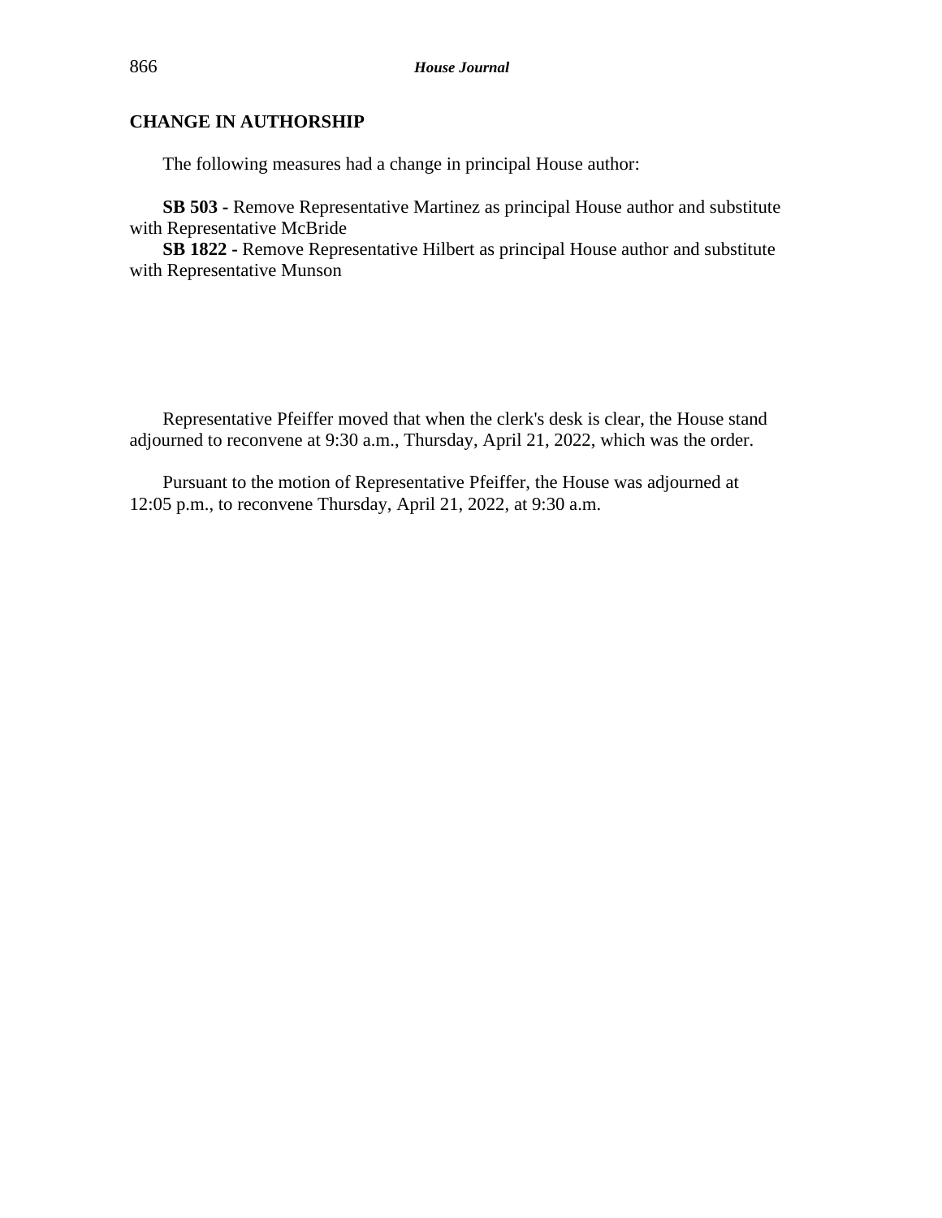## CHANGE IN AUTHORSHIP

The following measures had a change in principal House author:

**SB 503 -** Remove Representative Martinez as principal House author and substitute with Representative McBride

**SB 1822 -** Remove Representative Hilbert as principal House author and substitute with Representative Munson

Representative Pfeiffer moved that when the clerk's desk is clear, the House stand adjourned to reconvene at 9:30 a.m., Thursday, April 21, 2022, which was the order.

Pursuant to the motion of Representative Pfeiffer, the House was adjourned at 12:05 p.m., to reconvene Thursday, April 21, 2022, at 9:30 a.m.